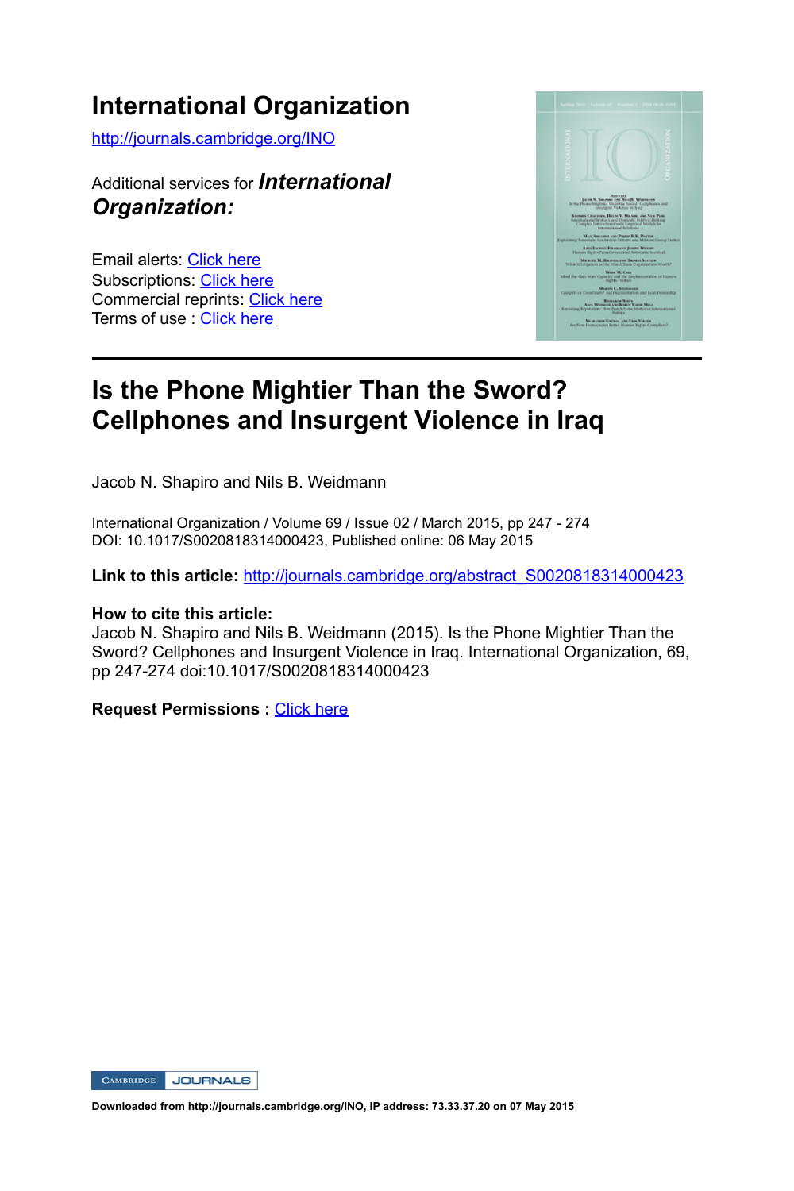# International Organization

http://journals.cambridge.org/INO

Additional services for ***International Organization:***

Email alerts: Click here
Subscriptions: Click here
Commercial reprints: Click here
Terms of use : Click here

---

## Is the Phone Mightier Than the Sword? Cellphones and Insurgent Violence in Iraq

Jacob N. Shapiro and Nils B. Weidmann

International Organization / Volume 69 / Issue 02 / March 2015, pp 247 - 274
DOI: 10.1017/S0020818314000423, Published online: 06 May 2015

**Link to this article:** http://journals.cambridge.org/abstract_S0020818314000423

**How to cite this article:**
Jacob N. Shapiro and Nils B. Weidmann (2015). Is the Phone Mightier Than the Sword? Cellphones and Insurgent Violence in Iraq. International Organization, 69, pp 247-274 doi:10.1017/S0020818314000423

**Request Permissions :** Click here

CAMBRIDGE JOURNALS

**Downloaded from http://journals.cambridge.org/INO, IP address: 73.33.37.20 on 07 May 2015**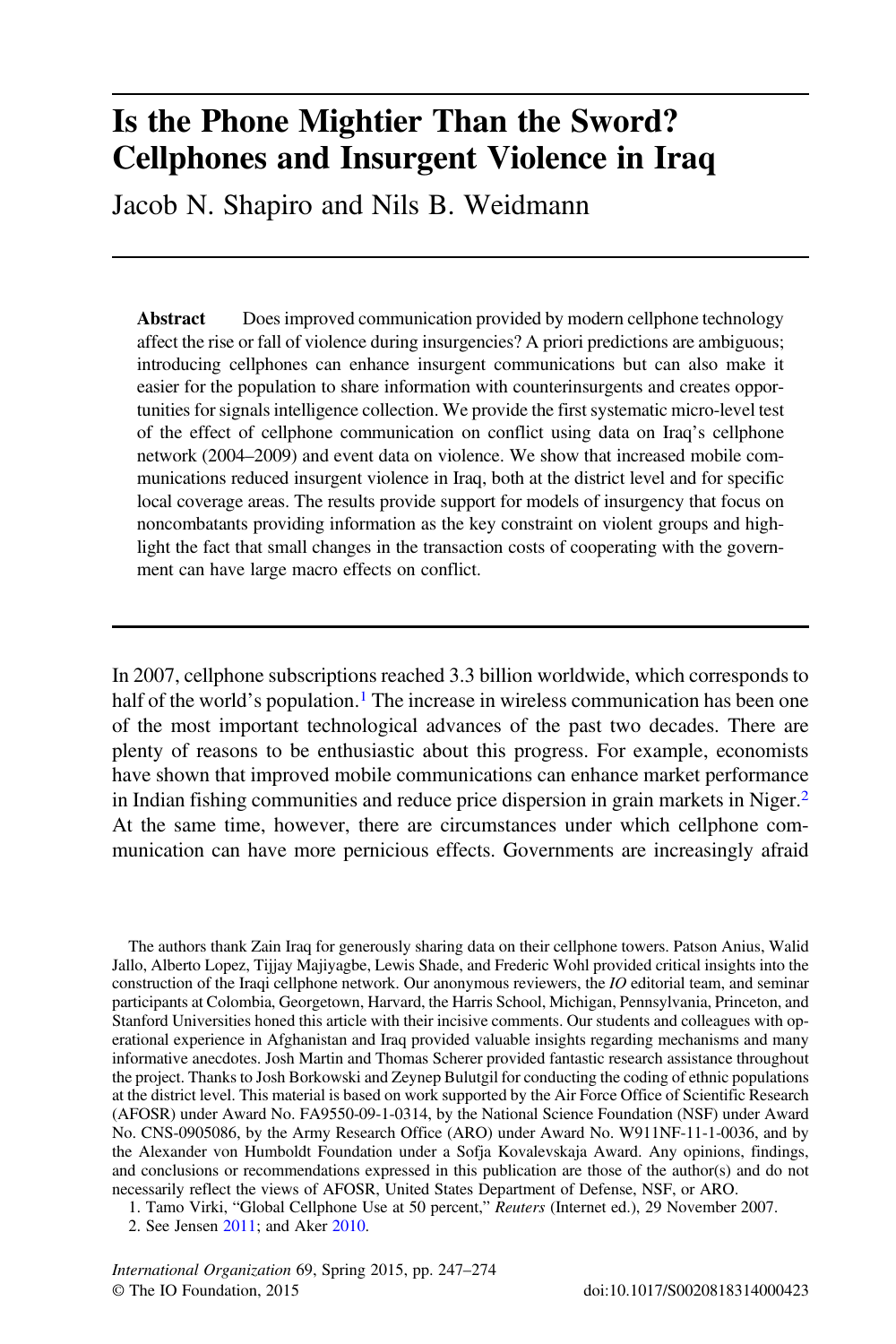# Is the Phone Mightier Than the Sword? Cellphones and Insurgent Violence in Iraq

Jacob N. Shapiro and Nils B. Weidmann

**Abstract** Does improved communication provided by modern cellphone technology affect the rise or fall of violence during insurgencies? A priori predictions are ambiguous; introducing cellphones can enhance insurgent communications but can also make it easier for the population to share information with counterinsurgents and creates opportunities for signals intelligence collection. We provide the first systematic micro-level test of the effect of cellphone communication on conflict using data on Iraq's cellphone network (2004–2009) and event data on violence. We show that increased mobile communications reduced insurgent violence in Iraq, both at the district level and for specific local coverage areas. The results provide support for models of insurgency that focus on noncombatants providing information as the key constraint on violent groups and highlight the fact that small changes in the transaction costs of cooperating with the government can have large macro effects on conflict.

In 2007, cellphone subscriptions reached 3.3 billion worldwide, which corresponds to half of the world's population.[1] The increase in wireless communication has been one of the most important technological advances of the past two decades. There are plenty of reasons to be enthusiastic about this progress. For example, economists have shown that improved mobile communications can enhance market performance in Indian fishing communities and reduce price dispersion in grain markets in Niger.[2] At the same time, however, there are circumstances under which cellphone communication can have more pernicious effects. Governments are increasingly afraid

The authors thank Zain Iraq for generously sharing data on their cellphone towers. Patson Anius, Walid Jallo, Alberto Lopez, Tijjay Majiyagbe, Lewis Shade, and Frederic Wohl provided critical insights into the construction of the Iraqi cellphone network. Our anonymous reviewers, the *IO* editorial team, and seminar participants at Colombia, Georgetown, Harvard, the Harris School, Michigan, Pennsylvania, Princeton, and Stanford Universities honed this article with their incisive comments. Our students and colleagues with operational experience in Afghanistan and Iraq provided valuable insights regarding mechanisms and many informative anecdotes. Josh Martin and Thomas Scherer provided fantastic research assistance throughout the project. Thanks to Josh Borkowski and Zeynep Bulutgil for conducting the coding of ethnic populations at the district level. This material is based on work supported by the Air Force Office of Scientific Research (AFOSR) under Award No. FA9550-09-1-0314, by the National Science Foundation (NSF) under Award No. CNS-0905086, by the Army Research Office (ARO) under Award No. W911NF-11-1-0036, and by the Alexander von Humboldt Foundation under a Sofja Kovalevskaja Award. Any opinions, findings, and conclusions or recommendations expressed in this publication are those of the author(s) and do not necessarily reflect the views of AFOSR, United States Department of Defense, NSF, or ARO.

1. Tamo Virki, "Global Cellphone Use at 50 percent," *Reuters* (Internet ed.), 29 November 2007.

2. See Jensen 2011; and Aker 2010.

*International Organization* 69, Spring 2015, pp. 247–274
© The IO Foundation, 2015 doi:10.1017/S0020818314000423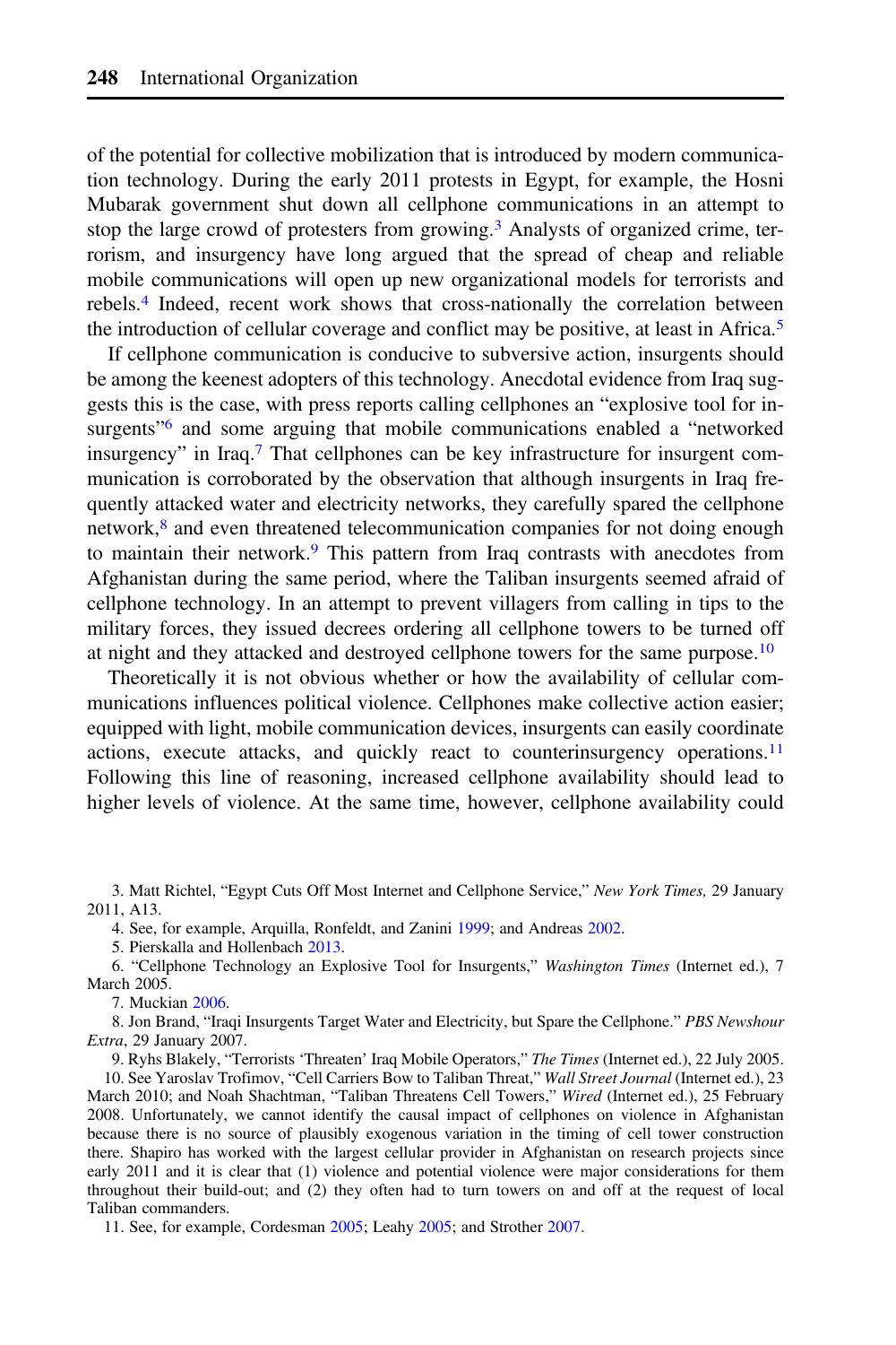of the potential for collective mobilization that is introduced by modern communication technology. During the early 2011 protests in Egypt, for example, the Hosni Mubarak government shut down all cellphone communications in an attempt to stop the large crowd of protesters from growing.[3] Analysts of organized crime, terrorism, and insurgency have long argued that the spread of cheap and reliable mobile communications will open up new organizational models for terrorists and rebels.[4] Indeed, recent work shows that cross-nationally the correlation between the introduction of cellular coverage and conflict may be positive, at least in Africa.[5]

If cellphone communication is conducive to subversive action, insurgents should be among the keenest adopters of this technology. Anecdotal evidence from Iraq suggests this is the case, with press reports calling cellphones an "explosive tool for insurgents"[6] and some arguing that mobile communications enabled a "networked insurgency" in Iraq.[7] That cellphones can be key infrastructure for insurgent communication is corroborated by the observation that although insurgents in Iraq frequently attacked water and electricity networks, they carefully spared the cellphone network,[8] and even threatened telecommunication companies for not doing enough to maintain their network.[9] This pattern from Iraq contrasts with anecdotes from Afghanistan during the same period, where the Taliban insurgents seemed afraid of cellphone technology. In an attempt to prevent villagers from calling in tips to the military forces, they issued decrees ordering all cellphone towers to be turned off at night and they attacked and destroyed cellphone towers for the same purpose.[10]

Theoretically it is not obvious whether or how the availability of cellular communications influences political violence. Cellphones make collective action easier; equipped with light, mobile communication devices, insurgents can easily coordinate actions, execute attacks, and quickly react to counterinsurgency operations.[11] Following this line of reasoning, increased cellphone availability should lead to higher levels of violence. At the same time, however, cellphone availability could

3. Matt Richtel, "Egypt Cuts Off Most Internet and Cellphone Service," *New York Times,* 29 January 2011, A13.

4. See, for example, Arquilla, Ronfeldt, and Zanini 1999; and Andreas 2002.

5. Pierskalla and Hollenbach 2013.

6. "Cellphone Technology an Explosive Tool for Insurgents," *Washington Times* (Internet ed.), 7 March 2005.

7. Muckian 2006.

8. Jon Brand, "Iraqi Insurgents Target Water and Electricity, but Spare the Cellphone." *PBS Newshour Extra*, 29 January 2007.

9. Ryhs Blakely, "Terrorists 'Threaten' Iraq Mobile Operators," *The Times* (Internet ed.), 22 July 2005.

10. See Yaroslav Trofimov, "Cell Carriers Bow to Taliban Threat," *Wall Street Journal* (Internet ed.), 23 March 2010; and Noah Shachtman, "Taliban Threatens Cell Towers," *Wired* (Internet ed.), 25 February 2008. Unfortunately, we cannot identify the causal impact of cellphones on violence in Afghanistan because there is no source of plausibly exogenous variation in the timing of cell tower construction there. Shapiro has worked with the largest cellular provider in Afghanistan on research projects since early 2011 and it is clear that (1) violence and potential violence were major considerations for them throughout their build-out; and (2) they often had to turn towers on and off at the request of local Taliban commanders.

11. See, for example, Cordesman 2005; Leahy 2005; and Strother 2007.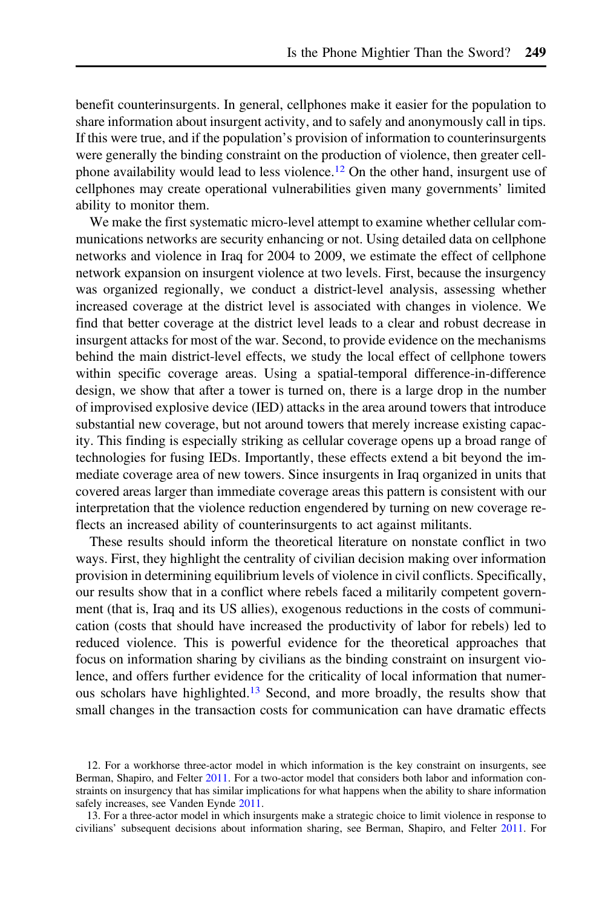benefit counterinsurgents. In general, cellphones make it easier for the population to share information about insurgent activity, and to safely and anonymously call in tips. If this were true, and if the population's provision of information to counterinsurgents were generally the binding constraint on the production of violence, then greater cellphone availability would lead to less violence.[12] On the other hand, insurgent use of cellphones may create operational vulnerabilities given many governments' limited ability to monitor them.

We make the first systematic micro-level attempt to examine whether cellular communications networks are security enhancing or not. Using detailed data on cellphone networks and violence in Iraq for 2004 to 2009, we estimate the effect of cellphone network expansion on insurgent violence at two levels. First, because the insurgency was organized regionally, we conduct a district-level analysis, assessing whether increased coverage at the district level is associated with changes in violence. We find that better coverage at the district level leads to a clear and robust decrease in insurgent attacks for most of the war. Second, to provide evidence on the mechanisms behind the main district-level effects, we study the local effect of cellphone towers within specific coverage areas. Using a spatial-temporal difference-in-difference design, we show that after a tower is turned on, there is a large drop in the number of improvised explosive device (IED) attacks in the area around towers that introduce substantial new coverage, but not around towers that merely increase existing capacity. This finding is especially striking as cellular coverage opens up a broad range of technologies for fusing IEDs. Importantly, these effects extend a bit beyond the immediate coverage area of new towers. Since insurgents in Iraq organized in units that covered areas larger than immediate coverage areas this pattern is consistent with our interpretation that the violence reduction engendered by turning on new coverage reflects an increased ability of counterinsurgents to act against militants.

These results should inform the theoretical literature on nonstate conflict in two ways. First, they highlight the centrality of civilian decision making over information provision in determining equilibrium levels of violence in civil conflicts. Specifically, our results show that in a conflict where rebels faced a militarily competent government (that is, Iraq and its US allies), exogenous reductions in the costs of communication (costs that should have increased the productivity of labor for rebels) led to reduced violence. This is powerful evidence for the theoretical approaches that focus on information sharing by civilians as the binding constraint on insurgent violence, and offers further evidence for the criticality of local information that numerous scholars have highlighted.[13] Second, and more broadly, the results show that small changes in the transaction costs for communication can have dramatic effects

12. For a workhorse three-actor model in which information is the key constraint on insurgents, see Berman, Shapiro, and Felter 2011. For a two-actor model that considers both labor and information constraints on insurgency that has similar implications for what happens when the ability to share information safely increases, see Vanden Eynde 2011.

13. For a three-actor model in which insurgents make a strategic choice to limit violence in response to civilians' subsequent decisions about information sharing, see Berman, Shapiro, and Felter 2011. For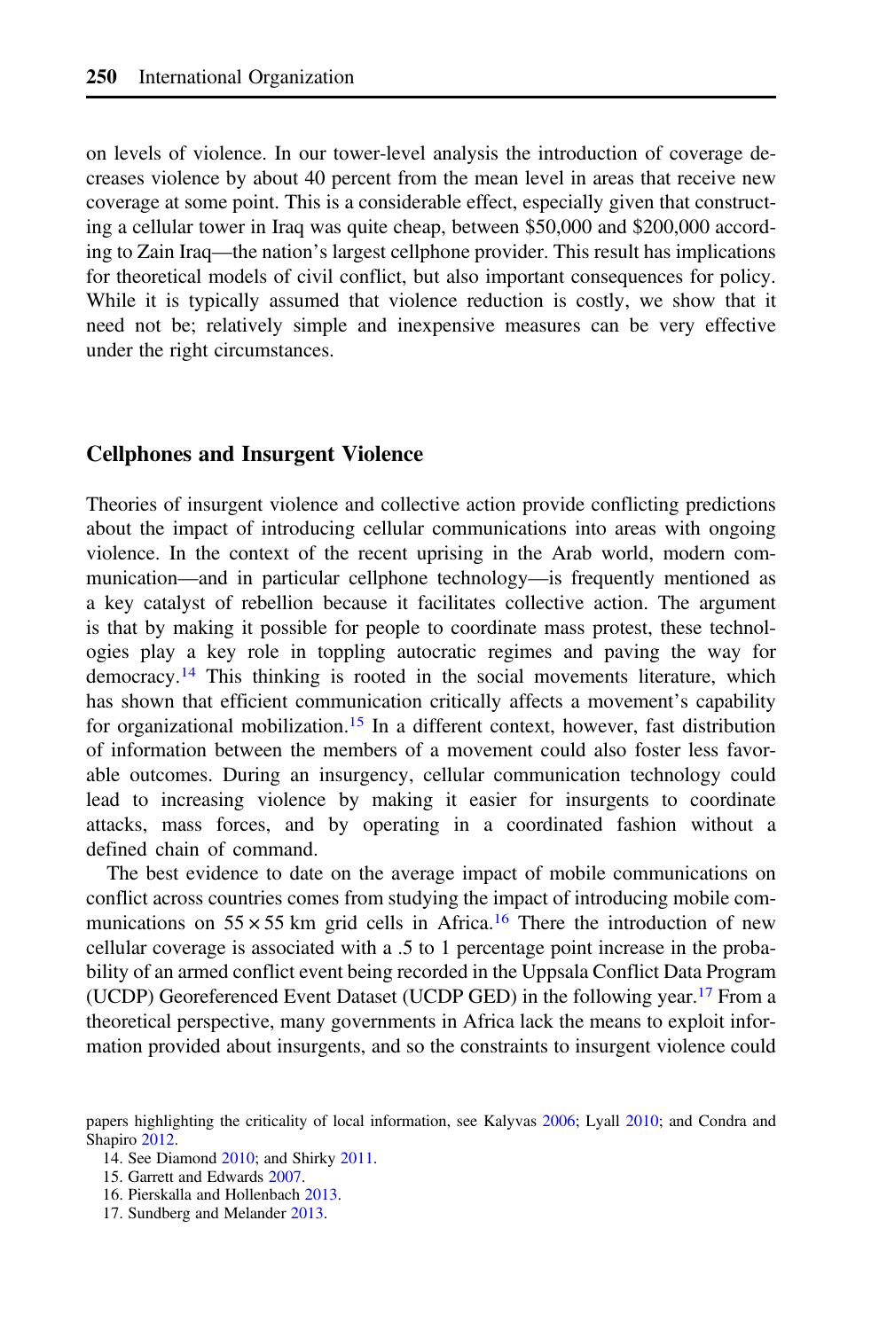on levels of violence. In our tower-level analysis the introduction of coverage decreases violence by about 40 percent from the mean level in areas that receive new coverage at some point. This is a considerable effect, especially given that constructing a cellular tower in Iraq was quite cheap, between $50,000 and $200,000 according to Zain Iraq—the nation's largest cellphone provider. This result has implications for theoretical models of civil conflict, but also important consequences for policy. While it is typically assumed that violence reduction is costly, we show that it need not be; relatively simple and inexpensive measures can be very effective under the right circumstances.

## Cellphones and Insurgent Violence

Theories of insurgent violence and collective action provide conflicting predictions about the impact of introducing cellular communications into areas with ongoing violence. In the context of the recent uprising in the Arab world, modern communication—and in particular cellphone technology—is frequently mentioned as a key catalyst of rebellion because it facilitates collective action. The argument is that by making it possible for people to coordinate mass protest, these technologies play a key role in toppling autocratic regimes and paving the way for democracy.[14] This thinking is rooted in the social movements literature, which has shown that efficient communication critically affects a movement's capability for organizational mobilization.[15] In a different context, however, fast distribution of information between the members of a movement could also foster less favorable outcomes. During an insurgency, cellular communication technology could lead to increasing violence by making it easier for insurgents to coordinate attacks, mass forces, and by operating in a coordinated fashion without a defined chain of command.

The best evidence to date on the average impact of mobile communications on conflict across countries comes from studying the impact of introducing mobile communications on $55 \times 55$ km grid cells in Africa.[16] There the introduction of new cellular coverage is associated with a .5 to 1 percentage point increase in the probability of an armed conflict event being recorded in the Uppsala Conflict Data Program (UCDP) Georeferenced Event Dataset (UCDP GED) in the following year.[17] From a theoretical perspective, many governments in Africa lack the means to exploit information provided about insurgents, and so the constraints to insurgent violence could

papers highlighting the criticality of local information, see Kalyvas 2006; Lyall 2010; and Condra and Shapiro 2012.

14. See Diamond 2010; and Shirky 2011.
15. Garrett and Edwards 2007.
16. Pierskalla and Hollenbach 2013.
17. Sundberg and Melander 2013.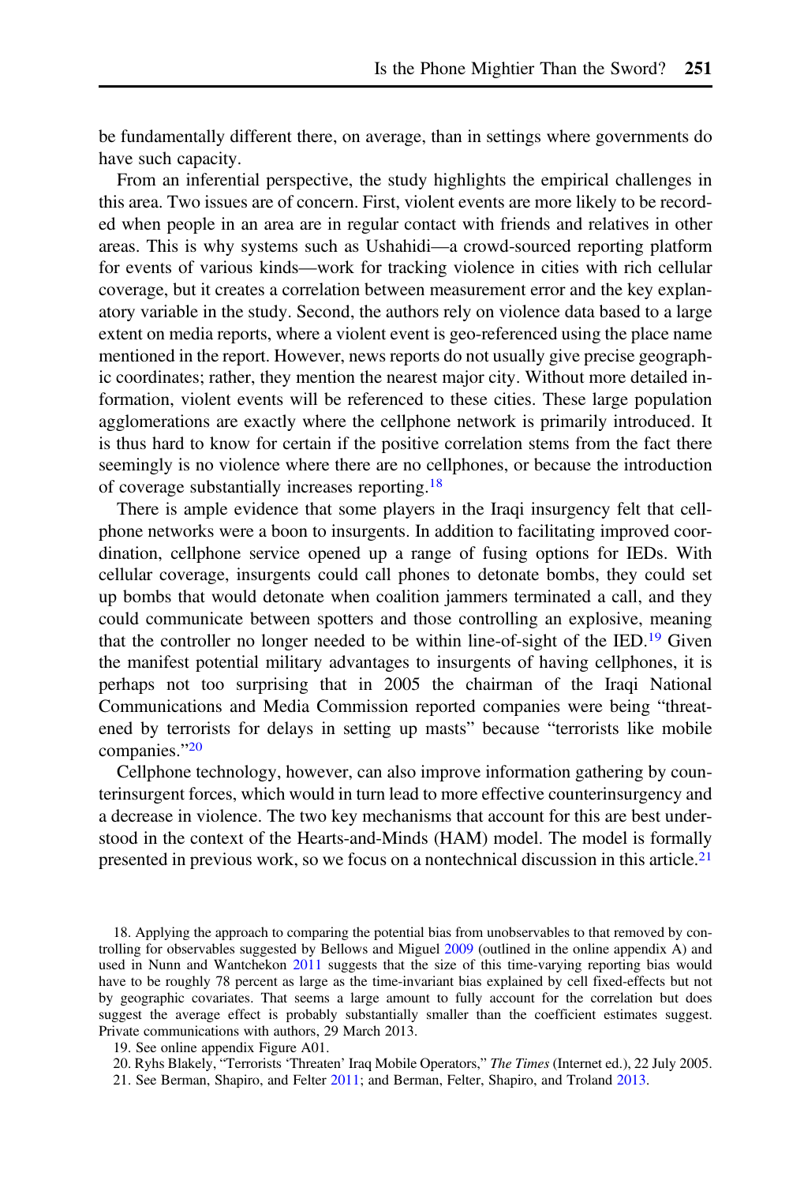be fundamentally different there, on average, than in settings where governments do have such capacity.

From an inferential perspective, the study highlights the empirical challenges in this area. Two issues are of concern. First, violent events are more likely to be recorded when people in an area are in regular contact with friends and relatives in other areas. This is why systems such as Ushahidi—a crowd-sourced reporting platform for events of various kinds—work for tracking violence in cities with rich cellular coverage, but it creates a correlation between measurement error and the key explanatory variable in the study. Second, the authors rely on violence data based to a large extent on media reports, where a violent event is geo-referenced using the place name mentioned in the report. However, news reports do not usually give precise geographic coordinates; rather, they mention the nearest major city. Without more detailed information, violent events will be referenced to these cities. These large population agglomerations are exactly where the cellphone network is primarily introduced. It is thus hard to know for certain if the positive correlation stems from the fact there seemingly is no violence where there are no cellphones, or because the introduction of coverage substantially increases reporting.[18]

There is ample evidence that some players in the Iraqi insurgency felt that cellphone networks were a boon to insurgents. In addition to facilitating improved coordination, cellphone service opened up a range of fusing options for IEDs. With cellular coverage, insurgents could call phones to detonate bombs, they could set up bombs that would detonate when coalition jammers terminated a call, and they could communicate between spotters and those controlling an explosive, meaning that the controller no longer needed to be within line-of-sight of the IED.[19] Given the manifest potential military advantages to insurgents of having cellphones, it is perhaps not too surprising that in 2005 the chairman of the Iraqi National Communications and Media Commission reported companies were being "threatened by terrorists for delays in setting up masts" because "terrorists like mobile companies."[20]

Cellphone technology, however, can also improve information gathering by counterinsurgent forces, which would in turn lead to more effective counterinsurgency and a decrease in violence. The two key mechanisms that account for this are best understood in the context of the Hearts-and-Minds (HAM) model. The model is formally presented in previous work, so we focus on a nontechnical discussion in this article.[21]

18. Applying the approach to comparing the potential bias from unobservables to that removed by controlling for observables suggested by Bellows and Miguel 2009 (outlined in the online appendix A) and used in Nunn and Wantchekon 2011 suggests that the size of this time-varying reporting bias would have to be roughly 78 percent as large as the time-invariant bias explained by cell fixed-effects but not by geographic covariates. That seems a large amount to fully account for the correlation but does suggest the average effect is probably substantially smaller than the coefficient estimates suggest. Private communications with authors, 29 March 2013.

19. See online appendix Figure A01.

20. Ryhs Blakely, "Terrorists 'Threaten' Iraq Mobile Operators," *The Times* (Internet ed.), 22 July 2005.

21. See Berman, Shapiro, and Felter 2011; and Berman, Felter, Shapiro, and Troland 2013.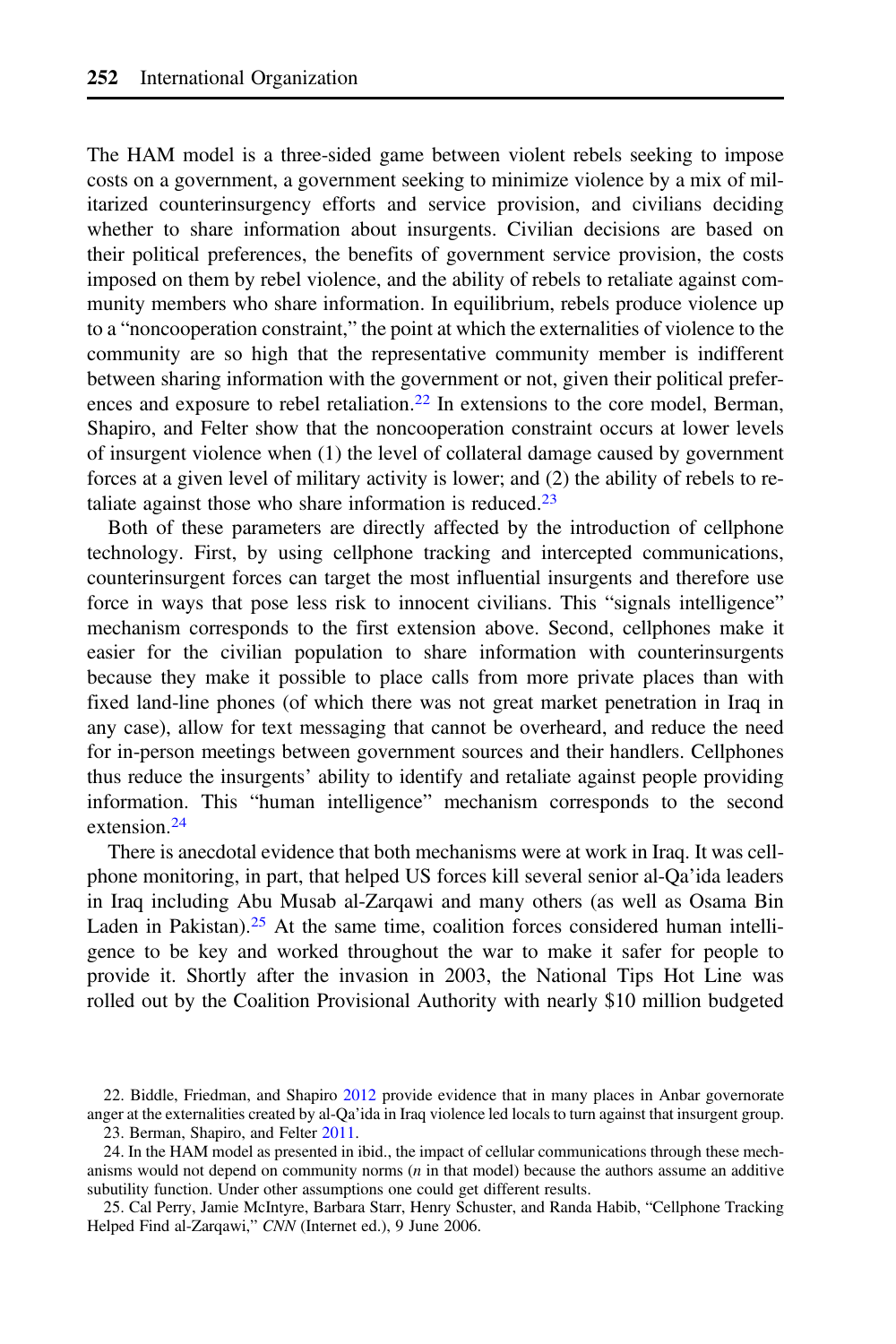The HAM model is a three-sided game between violent rebels seeking to impose costs on a government, a government seeking to minimize violence by a mix of militarized counterinsurgency efforts and service provision, and civilians deciding whether to share information about insurgents. Civilian decisions are based on their political preferences, the benefits of government service provision, the costs imposed on them by rebel violence, and the ability of rebels to retaliate against community members who share information. In equilibrium, rebels produce violence up to a "noncooperation constraint," the point at which the externalities of violence to the community are so high that the representative community member is indifferent between sharing information with the government or not, given their political preferences and exposure to rebel retaliation.[22] In extensions to the core model, Berman, Shapiro, and Felter show that the noncooperation constraint occurs at lower levels of insurgent violence when (1) the level of collateral damage caused by government forces at a given level of military activity is lower; and (2) the ability of rebels to retaliate against those who share information is reduced.[23]

Both of these parameters are directly affected by the introduction of cellphone technology. First, by using cellphone tracking and intercepted communications, counterinsurgent forces can target the most influential insurgents and therefore use force in ways that pose less risk to innocent civilians. This "signals intelligence" mechanism corresponds to the first extension above. Second, cellphones make it easier for the civilian population to share information with counterinsurgents because they make it possible to place calls from more private places than with fixed land-line phones (of which there was not great market penetration in Iraq in any case), allow for text messaging that cannot be overheard, and reduce the need for in-person meetings between government sources and their handlers. Cellphones thus reduce the insurgents' ability to identify and retaliate against people providing information. This "human intelligence" mechanism corresponds to the second extension.[24]

There is anecdotal evidence that both mechanisms were at work in Iraq. It was cellphone monitoring, in part, that helped US forces kill several senior al-Qa'ida leaders in Iraq including Abu Musab al-Zarqawi and many others (as well as Osama Bin Laden in Pakistan).[25] At the same time, coalition forces considered human intelligence to be key and worked throughout the war to make it safer for people to provide it. Shortly after the invasion in 2003, the National Tips Hot Line was rolled out by the Coalition Provisional Authority with nearly $10 million budgeted

22. Biddle, Friedman, and Shapiro 2012 provide evidence that in many places in Anbar governorate anger at the externalities created by al-Qa'ida in Iraq violence led locals to turn against that insurgent group.

23. Berman, Shapiro, and Felter 2011.

24. In the HAM model as presented in ibid., the impact of cellular communications through these mechanisms would not depend on community norms ($n$ in that model) because the authors assume an additive subutility function. Under other assumptions one could get different results.

25. Cal Perry, Jamie McIntyre, Barbara Starr, Henry Schuster, and Randa Habib, "Cellphone Tracking Helped Find al-Zarqawi," *CNN* (Internet ed.), 9 June 2006.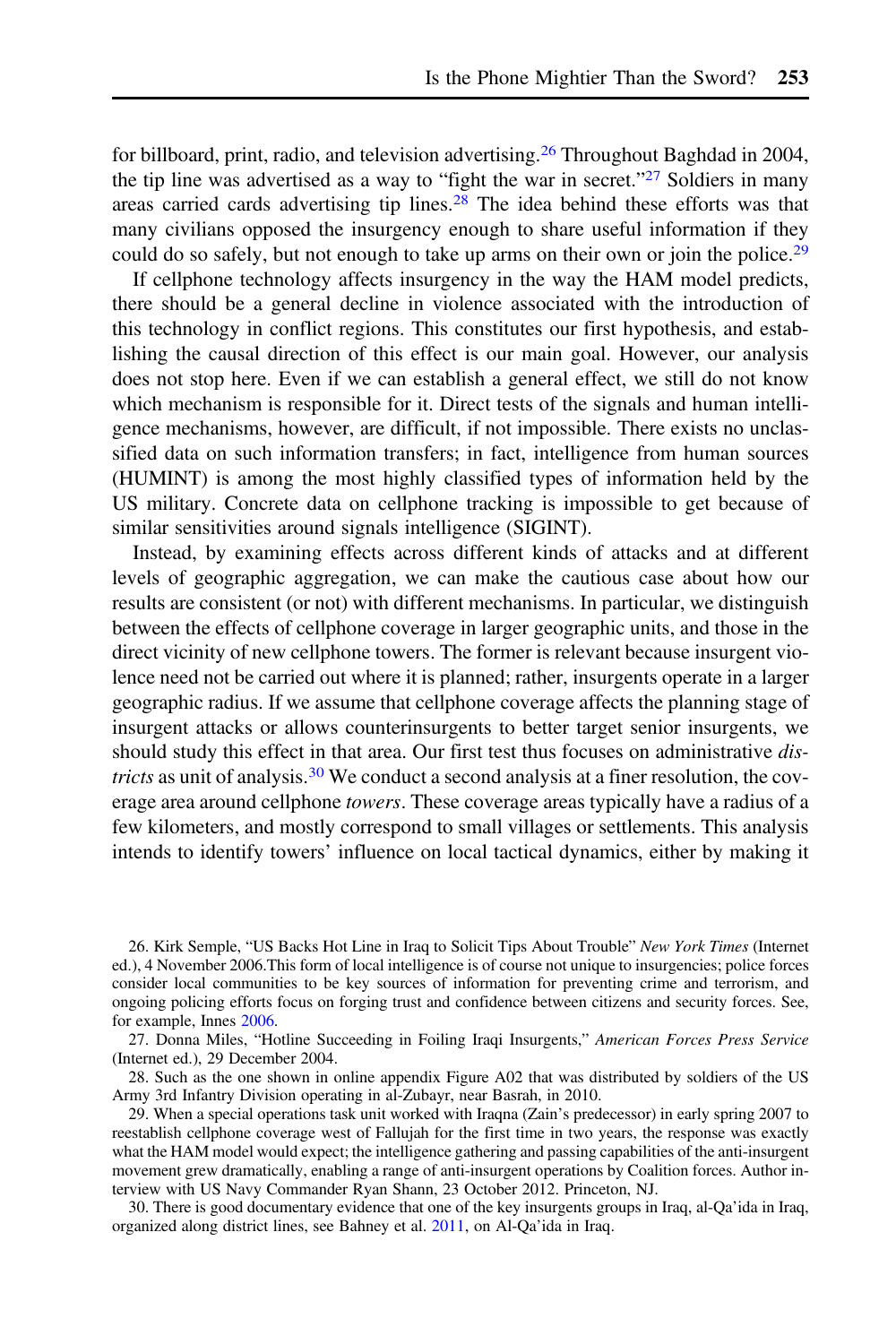for billboard, print, radio, and television advertising.[26] Throughout Baghdad in 2004, the tip line was advertised as a way to "fight the war in secret."[27] Soldiers in many areas carried cards advertising tip lines.[28] The idea behind these efforts was that many civilians opposed the insurgency enough to share useful information if they could do so safely, but not enough to take up arms on their own or join the police.[29]

If cellphone technology affects insurgency in the way the HAM model predicts, there should be a general decline in violence associated with the introduction of this technology in conflict regions. This constitutes our first hypothesis, and establishing the causal direction of this effect is our main goal. However, our analysis does not stop here. Even if we can establish a general effect, we still do not know which mechanism is responsible for it. Direct tests of the signals and human intelligence mechanisms, however, are difficult, if not impossible. There exists no unclassified data on such information transfers; in fact, intelligence from human sources (HUMINT) is among the most highly classified types of information held by the US military. Concrete data on cellphone tracking is impossible to get because of similar sensitivities around signals intelligence (SIGINT).

Instead, by examining effects across different kinds of attacks and at different levels of geographic aggregation, we can make the cautious case about how our results are consistent (or not) with different mechanisms. In particular, we distinguish between the effects of cellphone coverage in larger geographic units, and those in the direct vicinity of new cellphone towers. The former is relevant because insurgent violence need not be carried out where it is planned; rather, insurgents operate in a larger geographic radius. If we assume that cellphone coverage affects the planning stage of insurgent attacks or allows counterinsurgents to better target senior insurgents, we should study this effect in that area. Our first test thus focuses on administrative *districts* as unit of analysis.[30] We conduct a second analysis at a finer resolution, the coverage area around cellphone *towers*. These coverage areas typically have a radius of a few kilometers, and mostly correspond to small villages or settlements. This analysis intends to identify towers' influence on local tactical dynamics, either by making it

26. Kirk Semple, "US Backs Hot Line in Iraq to Solicit Tips About Trouble" *New York Times* (Internet ed.), 4 November 2006.This form of local intelligence is of course not unique to insurgencies; police forces consider local communities to be key sources of information for preventing crime and terrorism, and ongoing policing efforts focus on forging trust and confidence between citizens and security forces. See, for example, Innes 2006.

27. Donna Miles, "Hotline Succeeding in Foiling Iraqi Insurgents," *American Forces Press Service* (Internet ed.), 29 December 2004.

28. Such as the one shown in online appendix Figure A02 that was distributed by soldiers of the US Army 3rd Infantry Division operating in al-Zubayr, near Basrah, in 2010.

29. When a special operations task unit worked with Iraqna (Zain's predecessor) in early spring 2007 to reestablish cellphone coverage west of Fallujah for the first time in two years, the response was exactly what the HAM model would expect; the intelligence gathering and passing capabilities of the anti-insurgent movement grew dramatically, enabling a range of anti-insurgent operations by Coalition forces. Author interview with US Navy Commander Ryan Shann, 23 October 2012. Princeton, NJ.

30. There is good documentary evidence that one of the key insurgents groups in Iraq, al-Qa'ida in Iraq, organized along district lines, see Bahney et al. 2011, on Al-Qa'ida in Iraq.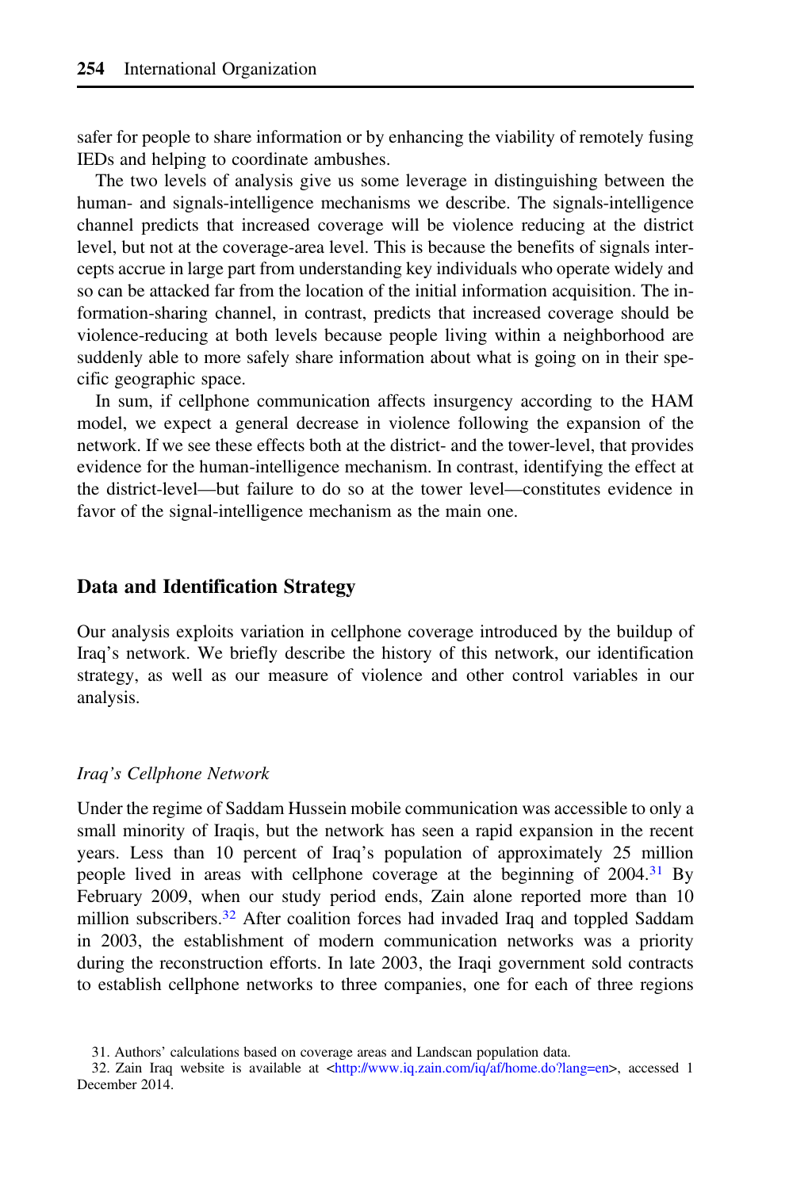safer for people to share information or by enhancing the viability of remotely fusing IEDs and helping to coordinate ambushes.

The two levels of analysis give us some leverage in distinguishing between the human- and signals-intelligence mechanisms we describe. The signals-intelligence channel predicts that increased coverage will be violence reducing at the district level, but not at the coverage-area level. This is because the benefits of signals intercepts accrue in large part from understanding key individuals who operate widely and so can be attacked far from the location of the initial information acquisition. The information-sharing channel, in contrast, predicts that increased coverage should be violence-reducing at both levels because people living within a neighborhood are suddenly able to more safely share information about what is going on in their specific geographic space.

In sum, if cellphone communication affects insurgency according to the HAM model, we expect a general decrease in violence following the expansion of the network. If we see these effects both at the district- and the tower-level, that provides evidence for the human-intelligence mechanism. In contrast, identifying the effect at the district-level—but failure to do so at the tower level—constitutes evidence in favor of the signal-intelligence mechanism as the main one.

## Data and Identification Strategy

Our analysis exploits variation in cellphone coverage introduced by the buildup of Iraq's network. We briefly describe the history of this network, our identification strategy, as well as our measure of violence and other control variables in our analysis.

### *Iraq's Cellphone Network*

Under the regime of Saddam Hussein mobile communication was accessible to only a small minority of Iraqis, but the network has seen a rapid expansion in the recent years. Less than 10 percent of Iraq's population of approximately 25 million people lived in areas with cellphone coverage at the beginning of 2004.[31] By February 2009, when our study period ends, Zain alone reported more than 10 million subscribers.[32] After coalition forces had invaded Iraq and toppled Saddam in 2003, the establishment of modern communication networks was a priority during the reconstruction efforts. In late 2003, the Iraqi government sold contracts to establish cellphone networks to three companies, one for each of three regions

31. Authors' calculations based on coverage areas and Landscan population data.

32. Zain Iraq website is available at <http://www.iq.zain.com/iq/af/home.do?lang=en>, accessed 1 December 2014.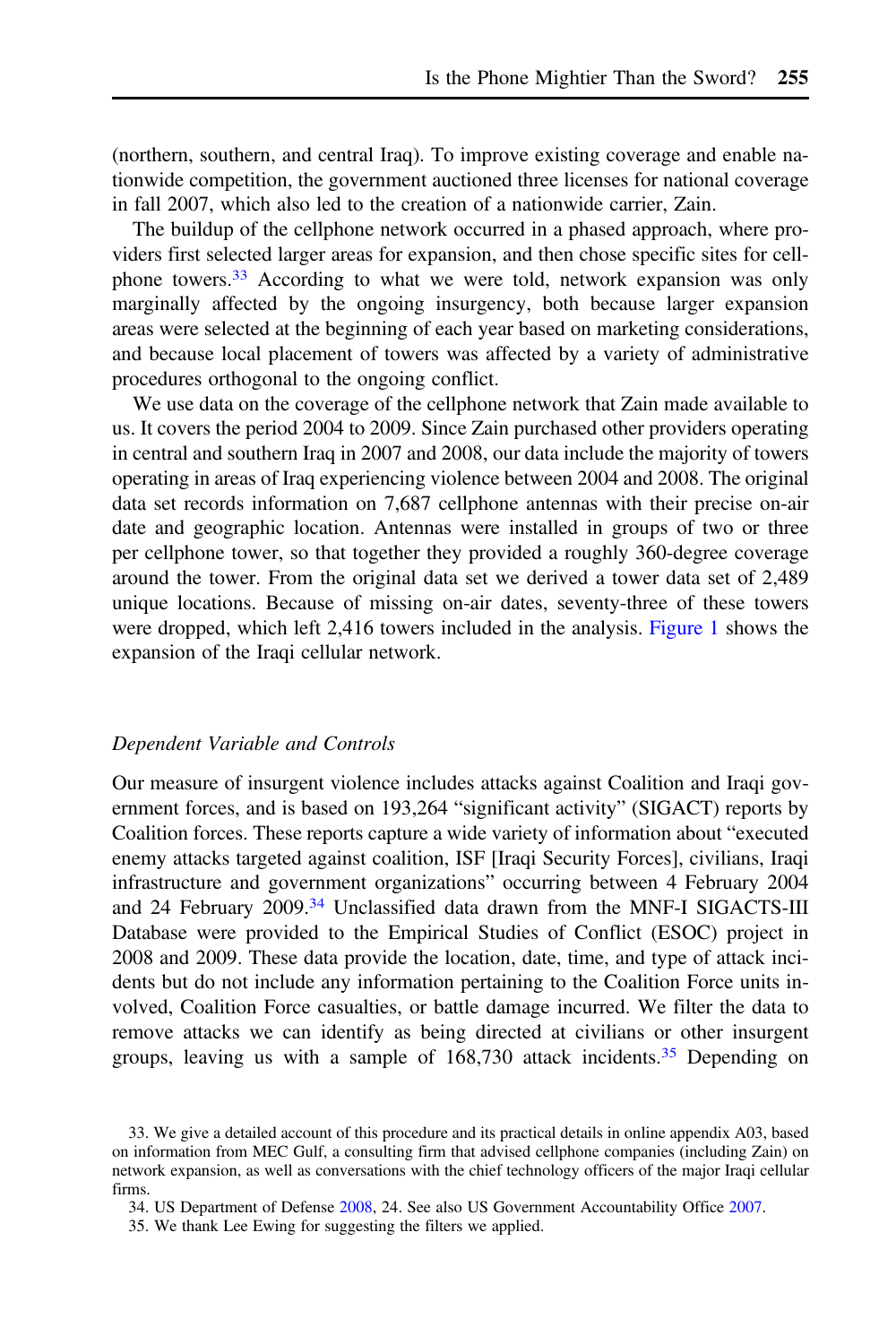(northern, southern, and central Iraq). To improve existing coverage and enable nationwide competition, the government auctioned three licenses for national coverage in fall 2007, which also led to the creation of a nationwide carrier, Zain.

The buildup of the cellphone network occurred in a phased approach, where providers first selected larger areas for expansion, and then chose specific sites for cellphone towers.[33] According to what we were told, network expansion was only marginally affected by the ongoing insurgency, both because larger expansion areas were selected at the beginning of each year based on marketing considerations, and because local placement of towers was affected by a variety of administrative procedures orthogonal to the ongoing conflict.

We use data on the coverage of the cellphone network that Zain made available to us. It covers the period 2004 to 2009. Since Zain purchased other providers operating in central and southern Iraq in 2007 and 2008, our data include the majority of towers operating in areas of Iraq experiencing violence between 2004 and 2008. The original data set records information on 7,687 cellphone antennas with their precise on-air date and geographic location. Antennas were installed in groups of two or three per cellphone tower, so that together they provided a roughly 360-degree coverage around the tower. From the original data set we derived a tower data set of 2,489 unique locations. Because of missing on-air dates, seventy-three of these towers were dropped, which left 2,416 towers included in the analysis. Figure 1 shows the expansion of the Iraqi cellular network.

### *Dependent Variable and Controls*

Our measure of insurgent violence includes attacks against Coalition and Iraqi government forces, and is based on 193,264 "significant activity" (SIGACT) reports by Coalition forces. These reports capture a wide variety of information about "executed enemy attacks targeted against coalition, ISF [Iraqi Security Forces], civilians, Iraqi infrastructure and government organizations" occurring between 4 February 2004 and 24 February 2009.[34] Unclassified data drawn from the MNF-I SIGACTS-III Database were provided to the Empirical Studies of Conflict (ESOC) project in 2008 and 2009. These data provide the location, date, time, and type of attack incidents but do not include any information pertaining to the Coalition Force units involved, Coalition Force casualties, or battle damage incurred. We filter the data to remove attacks we can identify as being directed at civilians or other insurgent groups, leaving us with a sample of 168,730 attack incidents.[35] Depending on

33. We give a detailed account of this procedure and its practical details in online appendix A03, based on information from MEC Gulf, a consulting firm that advised cellphone companies (including Zain) on network expansion, as well as conversations with the chief technology officers of the major Iraqi cellular firms.

34. US Department of Defense 2008, 24. See also US Government Accountability Office 2007.

35. We thank Lee Ewing for suggesting the filters we applied.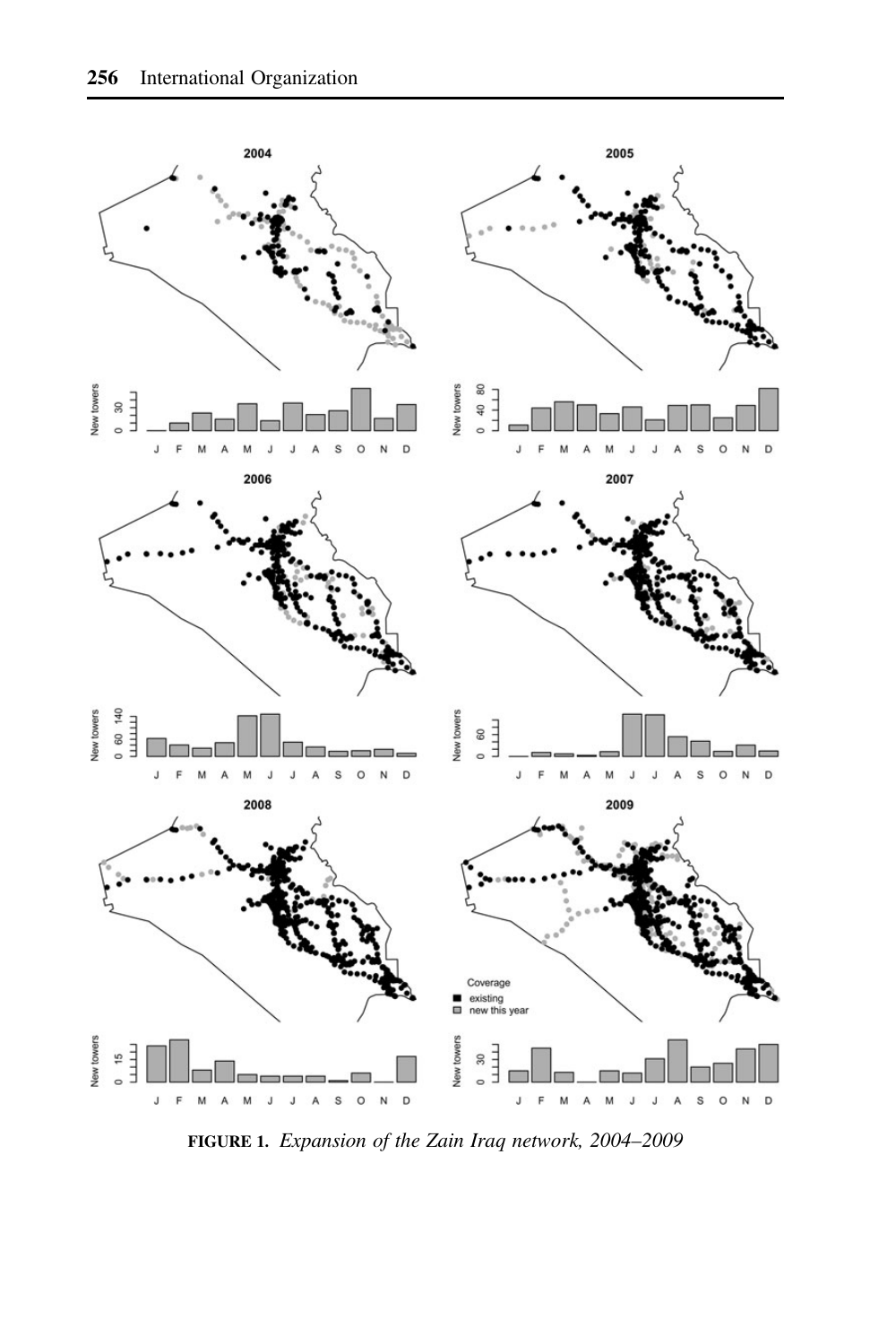**FIGURE 1.** *Expansion of the Zain Iraq network, 2004–2009*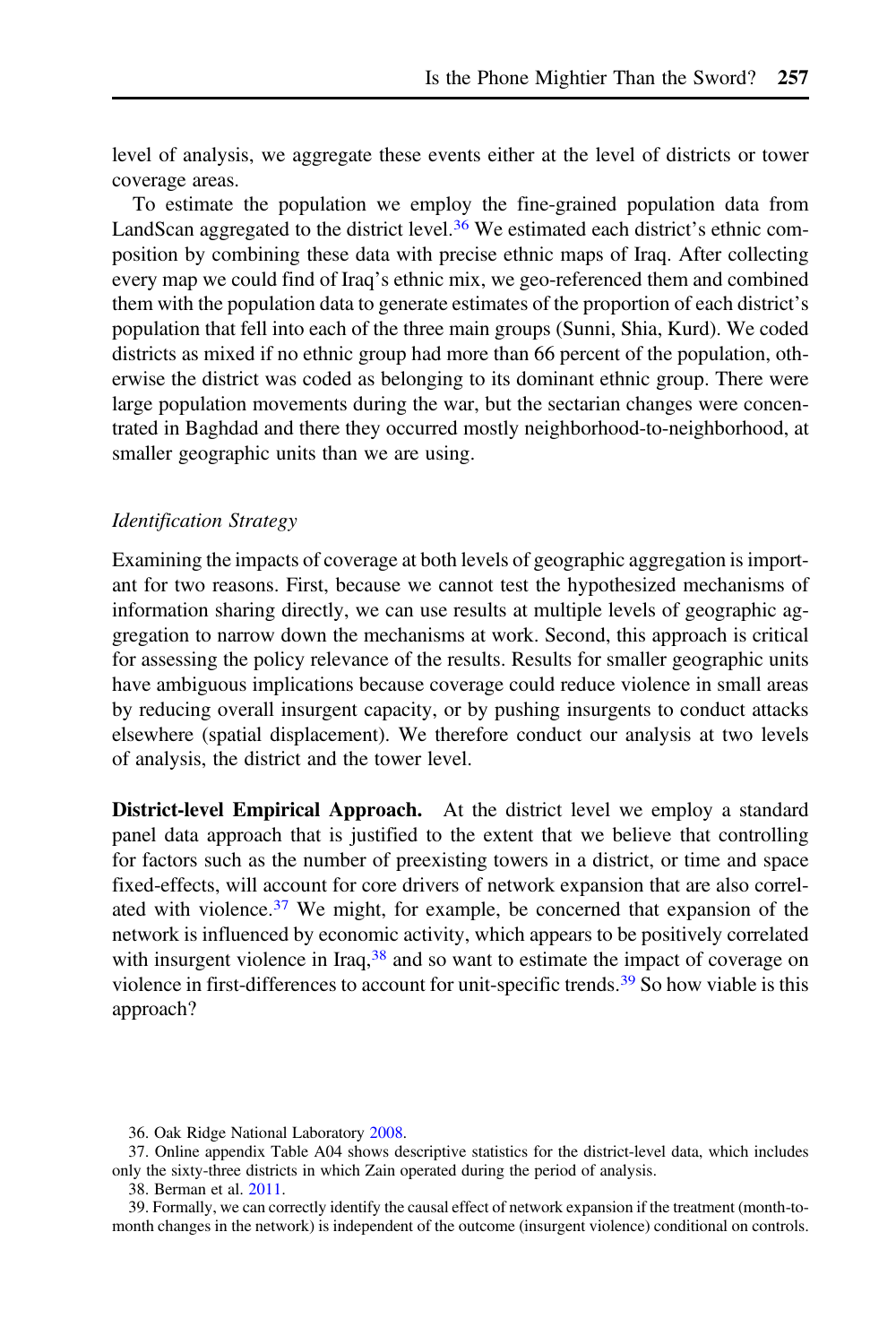level of analysis, we aggregate these events either at the level of districts or tower coverage areas.

To estimate the population we employ the fine-grained population data from LandScan aggregated to the district level.[36] We estimated each district's ethnic composition by combining these data with precise ethnic maps of Iraq. After collecting every map we could find of Iraq's ethnic mix, we geo-referenced them and combined them with the population data to generate estimates of the proportion of each district's population that fell into each of the three main groups (Sunni, Shia, Kurd). We coded districts as mixed if no ethnic group had more than 66 percent of the population, otherwise the district was coded as belonging to its dominant ethnic group. There were large population movements during the war, but the sectarian changes were concentrated in Baghdad and there they occurred mostly neighborhood-to-neighborhood, at smaller geographic units than we are using.

### *Identification Strategy*

Examining the impacts of coverage at both levels of geographic aggregation is important for two reasons. First, because we cannot test the hypothesized mechanisms of information sharing directly, we can use results at multiple levels of geographic aggregation to narrow down the mechanisms at work. Second, this approach is critical for assessing the policy relevance of the results. Results for smaller geographic units have ambiguous implications because coverage could reduce violence in small areas by reducing overall insurgent capacity, or by pushing insurgents to conduct attacks elsewhere (spatial displacement). We therefore conduct our analysis at two levels of analysis, the district and the tower level.

**District-level Empirical Approach.** At the district level we employ a standard panel data approach that is justified to the extent that we believe that controlling for factors such as the number of preexisting towers in a district, or time and space fixed-effects, will account for core drivers of network expansion that are also correlated with violence.[37] We might, for example, be concerned that expansion of the network is influenced by economic activity, which appears to be positively correlated with insurgent violence in Iraq,[38] and so want to estimate the impact of coverage on violence in first-differences to account for unit-specific trends.[39] So how viable is this approach?

36. Oak Ridge National Laboratory 2008.

37. Online appendix Table A04 shows descriptive statistics for the district-level data, which includes only the sixty-three districts in which Zain operated during the period of analysis.

38. Berman et al. 2011.

39. Formally, we can correctly identify the causal effect of network expansion if the treatment (month-to-month changes in the network) is independent of the outcome (insurgent violence) conditional on controls.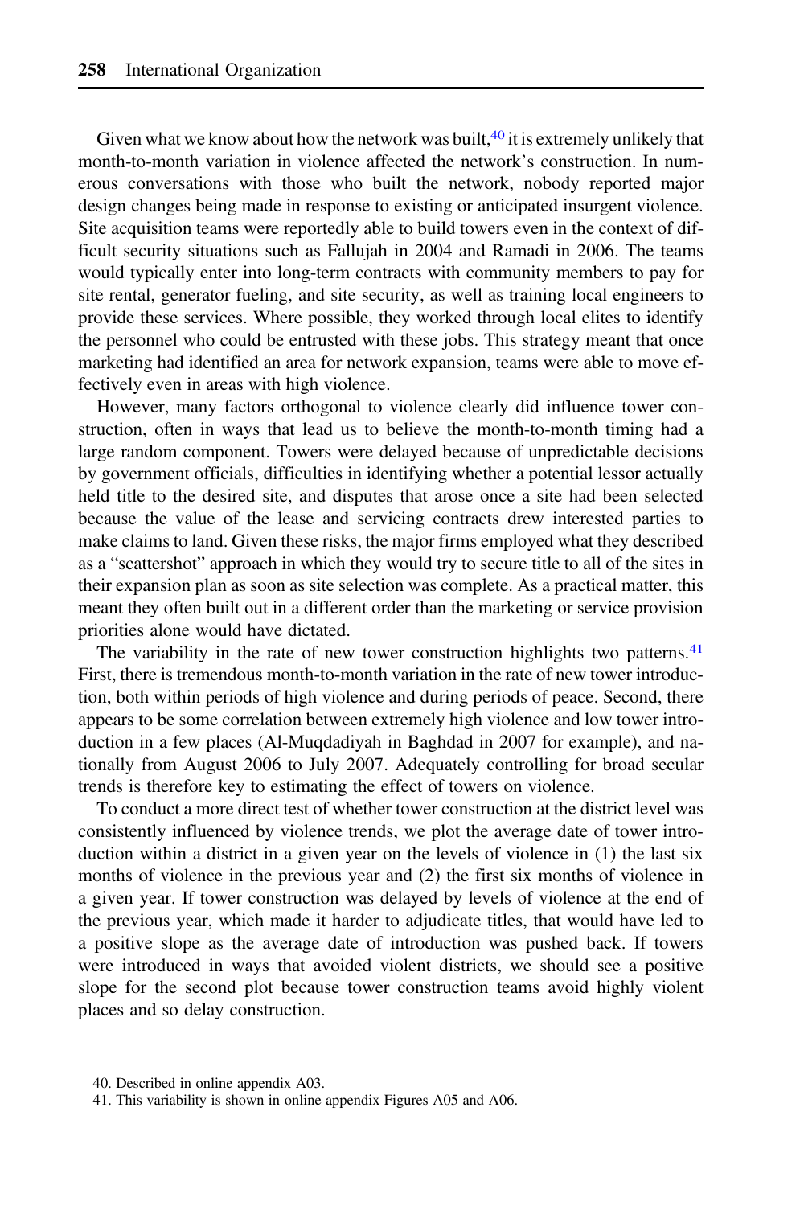Given what we know about how the network was built,[40] it is extremely unlikely that month-to-month variation in violence affected the network's construction. In numerous conversations with those who built the network, nobody reported major design changes being made in response to existing or anticipated insurgent violence. Site acquisition teams were reportedly able to build towers even in the context of difficult security situations such as Fallujah in 2004 and Ramadi in 2006. The teams would typically enter into long-term contracts with community members to pay for site rental, generator fueling, and site security, as well as training local engineers to provide these services. Where possible, they worked through local elites to identify the personnel who could be entrusted with these jobs. This strategy meant that once marketing had identified an area for network expansion, teams were able to move effectively even in areas with high violence.

However, many factors orthogonal to violence clearly did influence tower construction, often in ways that lead us to believe the month-to-month timing had a large random component. Towers were delayed because of unpredictable decisions by government officials, difficulties in identifying whether a potential lessor actually held title to the desired site, and disputes that arose once a site had been selected because the value of the lease and servicing contracts drew interested parties to make claims to land. Given these risks, the major firms employed what they described as a "scattershot" approach in which they would try to secure title to all of the sites in their expansion plan as soon as site selection was complete. As a practical matter, this meant they often built out in a different order than the marketing or service provision priorities alone would have dictated.

The variability in the rate of new tower construction highlights two patterns.[41] First, there is tremendous month-to-month variation in the rate of new tower introduction, both within periods of high violence and during periods of peace. Second, there appears to be some correlation between extremely high violence and low tower introduction in a few places (Al-Muqdadiyah in Baghdad in 2007 for example), and nationally from August 2006 to July 2007. Adequately controlling for broad secular trends is therefore key to estimating the effect of towers on violence.

To conduct a more direct test of whether tower construction at the district level was consistently influenced by violence trends, we plot the average date of tower introduction within a district in a given year on the levels of violence in (1) the last six months of violence in the previous year and (2) the first six months of violence in a given year. If tower construction was delayed by levels of violence at the end of the previous year, which made it harder to adjudicate titles, that would have led to a positive slope as the average date of introduction was pushed back. If towers were introduced in ways that avoided violent districts, we should see a positive slope for the second plot because tower construction teams avoid highly violent places and so delay construction.

40. Described in online appendix A03.

41. This variability is shown in online appendix Figures A05 and A06.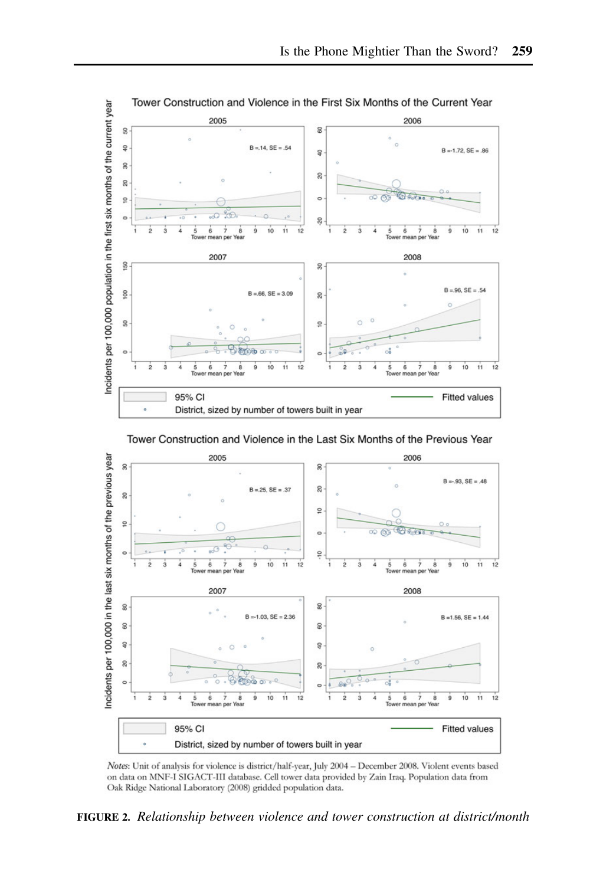Notes: Unit of analysis for violence is district/half-year, July 2004 – December 2008. Violent events based on data on MNF-I SIGACT-III database. Cell tower data provided by Zain Iraq. Population data from Oak Ridge National Laboratory (2008) gridded population data.

**FIGURE 2.** *Relationship between violence and tower construction at district/month*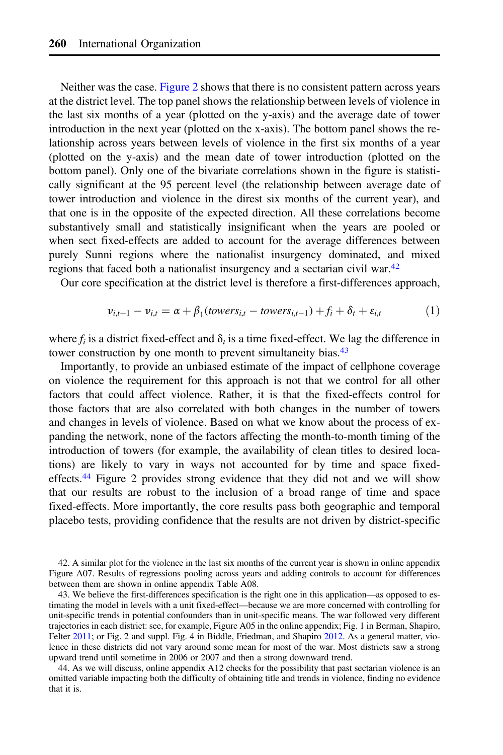Neither was the case. Figure 2 shows that there is no consistent pattern across years at the district level. The top panel shows the relationship between levels of violence in the last six months of a year (plotted on the y-axis) and the average date of tower introduction in the next year (plotted on the x-axis). The bottom panel shows the relationship across years between levels of violence in the first six months of a year (plotted on the y-axis) and the mean date of tower introduction (plotted on the bottom panel). Only one of the bivariate correlations shown in the figure is statistically significant at the 95 percent level (the relationship between average date of tower introduction and violence in the direst six months of the current year), and that one is in the opposite of the expected direction. All these correlations become substantively small and statistically insignificant when the years are pooled or when sect fixed-effects are added to account for the average differences between purely Sunni regions where the nationalist insurgency dominated, and mixed regions that faced both a nationalist insurgency and a sectarian civil war.[42]

Our core specification at the district level is therefore a first-differences approach,

$$v_{i,t+1} - v_{i,t} = \alpha + \beta_1(towers_{i,t} - towers_{i,t-1}) + f_i + \delta_t + \varepsilon_{i,t} \qquad (1)$$

where $f_i$ is a district fixed-effect and $\delta_t$ is a time fixed-effect. We lag the difference in tower construction by one month to prevent simultaneity bias.[43]

Importantly, to provide an unbiased estimate of the impact of cellphone coverage on violence the requirement for this approach is not that we control for all other factors that could affect violence. Rather, it is that the fixed-effects control for those factors that are also correlated with both changes in the number of towers and changes in levels of violence. Based on what we know about the process of expanding the network, none of the factors affecting the month-to-month timing of the introduction of towers (for example, the availability of clean titles to desired locations) are likely to vary in ways not accounted for by time and space fixed-effects.[44] Figure 2 provides strong evidence that they did not and we will show that our results are robust to the inclusion of a broad range of time and space fixed-effects. More importantly, the core results pass both geographic and temporal placebo tests, providing confidence that the results are not driven by district-specific

42. A similar plot for the violence in the last six months of the current year is shown in online appendix Figure A07. Results of regressions pooling across years and adding controls to account for differences between them are shown in online appendix Table A08.

43. We believe the first-differences specification is the right one in this application—as opposed to estimating the model in levels with a unit fixed-effect—because we are more concerned with controlling for unit-specific trends in potential confounders than in unit-specific means. The war followed very different trajectories in each district: see, for example, Figure A05 in the online appendix; Fig. 1 in Berman, Shapiro, Felter 2011; or Fig. 2 and suppl. Fig. 4 in Biddle, Friedman, and Shapiro 2012. As a general matter, violence in these districts did not vary around some mean for most of the war. Most districts saw a strong upward trend until sometime in 2006 or 2007 and then a strong downward trend.

44. As we will discuss, online appendix A12 checks for the possibility that past sectarian violence is an omitted variable impacting both the difficulty of obtaining title and trends in violence, finding no evidence that it is.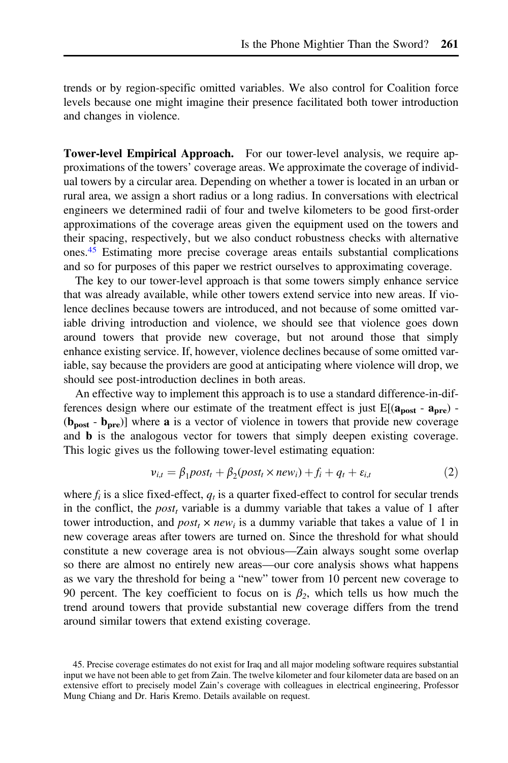trends or by region-specific omitted variables. We also control for Coalition force levels because one might imagine their presence facilitated both tower introduction and changes in violence.

**Tower-level Empirical Approach.** For our tower-level analysis, we require approximations of the towers' coverage areas. We approximate the coverage of individual towers by a circular area. Depending on whether a tower is located in an urban or rural area, we assign a short radius or a long radius. In conversations with electrical engineers we determined radii of four and twelve kilometers to be good first-order approximations of the coverage areas given the equipment used on the towers and their spacing, respectively, but we also conduct robustness checks with alternative ones.[45] Estimating more precise coverage areas entails substantial complications and so for purposes of this paper we restrict ourselves to approximating coverage.

The key to our tower-level approach is that some towers simply enhance service that was already available, while other towers extend service into new areas. If violence declines because towers are introduced, and not because of some omitted variable driving introduction and violence, we should see that violence goes down around towers that provide new coverage, but not around those that simply enhance existing service. If, however, violence declines because of some omitted variable, say because the providers are good at anticipating where violence will drop, we should see post-introduction declines in both areas.

An effective way to implement this approach is to use a standard difference-in-differences design where our estimate of the treatment effect is just $E[(\mathbf{a_{post}} - \mathbf{a_{pre}}) - (\mathbf{b_{post}} - \mathbf{b_{pre}})]$ where $\mathbf{a}$ is a vector of violence in towers that provide new coverage and $\mathbf{b}$ is the analogous vector for towers that simply deepen existing coverage. This logic gives us the following tower-level estimating equation:

$$v_{i,t} = \beta_1 post_t + \beta_2 (post_t \times new_i) + f_i + q_t + \varepsilon_{i,t} \tag{2}$$

where $f_i$ is a slice fixed-effect, $q_t$ is a quarter fixed-effect to control for secular trends in the conflict, the $post_t$ variable is a dummy variable that takes a value of 1 after tower introduction, and $post_t \times new_i$ is a dummy variable that takes a value of 1 in new coverage areas after towers are turned on. Since the threshold for what should constitute a new coverage area is not obvious—Zain always sought some overlap so there are almost no entirely new areas—our core analysis shows what happens as we vary the threshold for being a "new" tower from 10 percent new coverage to 90 percent. The key coefficient to focus on is $\beta_2$, which tells us how much the trend around towers that provide substantial new coverage differs from the trend around similar towers that extend existing coverage.

45. Precise coverage estimates do not exist for Iraq and all major modeling software requires substantial input we have not been able to get from Zain. The twelve kilometer and four kilometer data are based on an extensive effort to precisely model Zain's coverage with colleagues in electrical engineering, Professor Mung Chiang and Dr. Haris Kremo. Details available on request.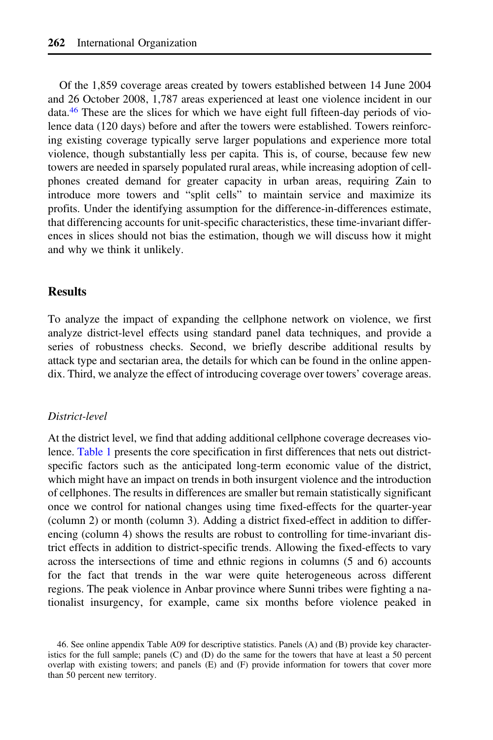Of the 1,859 coverage areas created by towers established between 14 June 2004 and 26 October 2008, 1,787 areas experienced at least one violence incident in our data.[46] These are the slices for which we have eight full fifteen-day periods of violence data (120 days) before and after the towers were established. Towers reinforcing existing coverage typically serve larger populations and experience more total violence, though substantially less per capita. This is, of course, because few new towers are needed in sparsely populated rural areas, while increasing adoption of cellphones created demand for greater capacity in urban areas, requiring Zain to introduce more towers and "split cells" to maintain service and maximize its profits. Under the identifying assumption for the difference-in-differences estimate, that differencing accounts for unit-specific characteristics, these time-invariant differences in slices should not bias the estimation, though we will discuss how it might and why we think it unlikely.

## Results

To analyze the impact of expanding the cellphone network on violence, we first analyze district-level effects using standard panel data techniques, and provide a series of robustness checks. Second, we briefly describe additional results by attack type and sectarian area, the details for which can be found in the online appendix. Third, we analyze the effect of introducing coverage over towers' coverage areas.

### *District-level*

At the district level, we find that adding additional cellphone coverage decreases violence. Table 1 presents the core specification in first differences that nets out district-specific factors such as the anticipated long-term economic value of the district, which might have an impact on trends in both insurgent violence and the introduction of cellphones. The results in differences are smaller but remain statistically significant once we control for national changes using time fixed-effects for the quarter-year (column 2) or month (column 3). Adding a district fixed-effect in addition to differencing (column 4) shows the results are robust to controlling for time-invariant district effects in addition to district-specific trends. Allowing the fixed-effects to vary across the intersections of time and ethnic regions in columns (5 and 6) accounts for the fact that trends in the war were quite heterogeneous across different regions. The peak violence in Anbar province where Sunni tribes were fighting a nationalist insurgency, for example, came six months before violence peaked in

46. See online appendix Table A09 for descriptive statistics. Panels (A) and (B) provide key characteristics for the full sample; panels (C) and (D) do the same for the towers that have at least a 50 percent overlap with existing towers; and panels (E) and (F) provide information for towers that cover more than 50 percent new territory.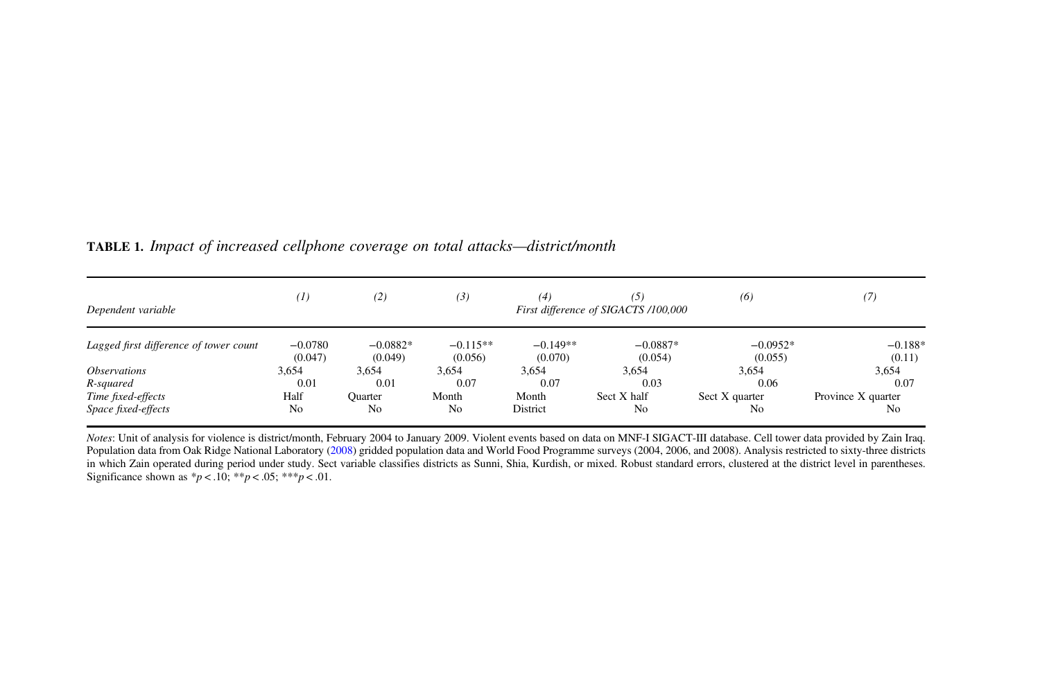**TABLE 1.** *Impact of increased cellphone coverage on total attacks—district/month*

| *Dependent variable* | *(1)* | *(2)* | *(3)* | *(4)* | *(5)* | *(6)* | *(7)* |
|---|---|---|---|---|---|---|---|
| | *First difference of SIGACTS /100,000* | | | | | | |
| *Lagged first difference of tower count* | −0.0780 | −0.0882* | −0.115** | −0.149** | −0.0887* | −0.0952* | −0.188* |
| | (0.047) | (0.049) | (0.056) | (0.070) | (0.054) | (0.055) | (0.11) |
| *Observations* | 3,654 | 3,654 | 3,654 | 3,654 | 3,654 | 3,654 | 3,654 |
| *R-squared* | 0.01 | 0.01 | 0.07 | 0.07 | 0.03 | 0.06 | 0.07 |
| *Time fixed-effects* | Half | Quarter | Month | Month | Sect X half | Sect X quarter | Province X quarter |
| *Space fixed-effects* | No | No | No | District | No | No | No |

*Notes*: Unit of analysis for violence is district/month, February 2004 to January 2009. Violent events based on data on MNF-I SIGACT-III database. Cell tower data provided by Zain Iraq. Population data from Oak Ridge National Laboratory (2008) gridded population data and World Food Programme surveys (2004, 2006, and 2008). Analysis restricted to sixty-three districts in which Zain operated during period under study. Sect variable classifies districts as Sunni, Shia, Kurdish, or mixed. Robust standard errors, clustered at the district level in parentheses. Significance shown as *$p < .10$; **$p < .05$; ***$p < .01$.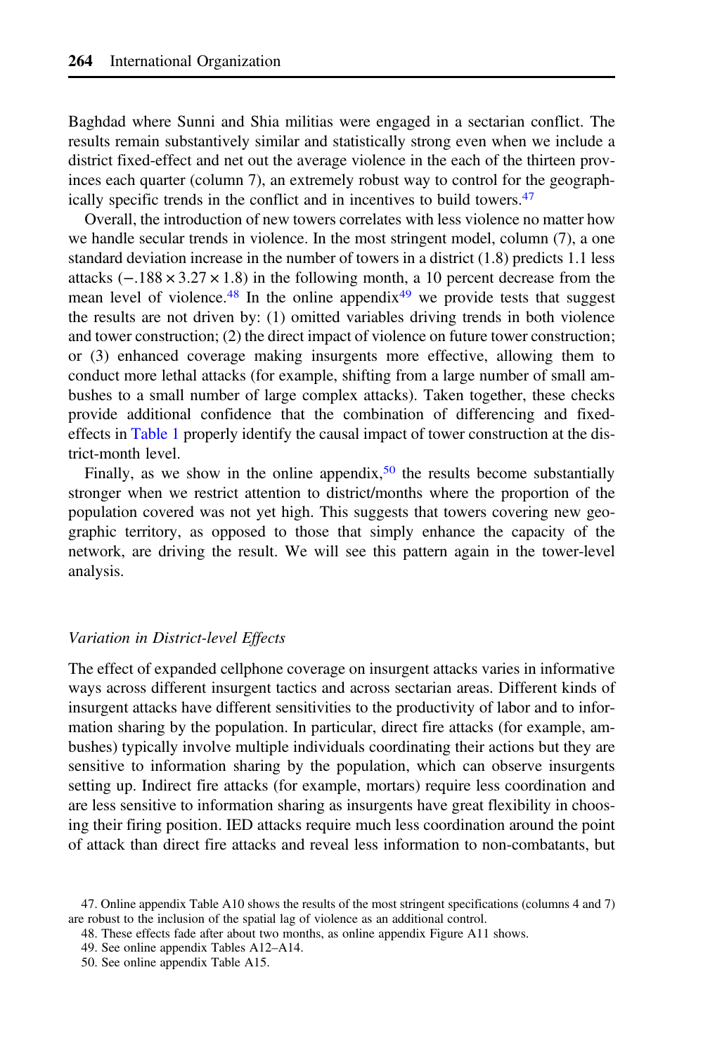Baghdad where Sunni and Shia militias were engaged in a sectarian conflict. The results remain substantively similar and statistically strong even when we include a district fixed-effect and net out the average violence in the each of the thirteen provinces each quarter (column 7), an extremely robust way to control for the geographically specific trends in the conflict and in incentives to build towers.[47]

Overall, the introduction of new towers correlates with less violence no matter how we handle secular trends in violence. In the most stringent model, column (7), a one standard deviation increase in the number of towers in a district (1.8) predicts 1.1 less attacks ($-.188 \times 3.27 \times 1.8$) in the following month, a 10 percent decrease from the mean level of violence.[48] In the online appendix[49] we provide tests that suggest the results are not driven by: (1) omitted variables driving trends in both violence and tower construction; (2) the direct impact of violence on future tower construction; or (3) enhanced coverage making insurgents more effective, allowing them to conduct more lethal attacks (for example, shifting from a large number of small ambushes to a small number of large complex attacks). Taken together, these checks provide additional confidence that the combination of differencing and fixed-effects in Table 1 properly identify the causal impact of tower construction at the district-month level.

Finally, as we show in the online appendix,[50] the results become substantially stronger when we restrict attention to district/months where the proportion of the population covered was not yet high. This suggests that towers covering new geographic territory, as opposed to those that simply enhance the capacity of the network, are driving the result. We will see this pattern again in the tower-level analysis.

### *Variation in District-level Effects*

The effect of expanded cellphone coverage on insurgent attacks varies in informative ways across different insurgent tactics and across sectarian areas. Different kinds of insurgent attacks have different sensitivities to the productivity of labor and to information sharing by the population. In particular, direct fire attacks (for example, ambushes) typically involve multiple individuals coordinating their actions but they are sensitive to information sharing by the population, which can observe insurgents setting up. Indirect fire attacks (for example, mortars) require less coordination and are less sensitive to information sharing as insurgents have great flexibility in choosing their firing position. IED attacks require much less coordination around the point of attack than direct fire attacks and reveal less information to non-combatants, but

47. Online appendix Table A10 shows the results of the most stringent specifications (columns 4 and 7) are robust to the inclusion of the spatial lag of violence as an additional control.

48. These effects fade after about two months, as online appendix Figure A11 shows.

49. See online appendix Tables A12–A14.

50. See online appendix Table A15.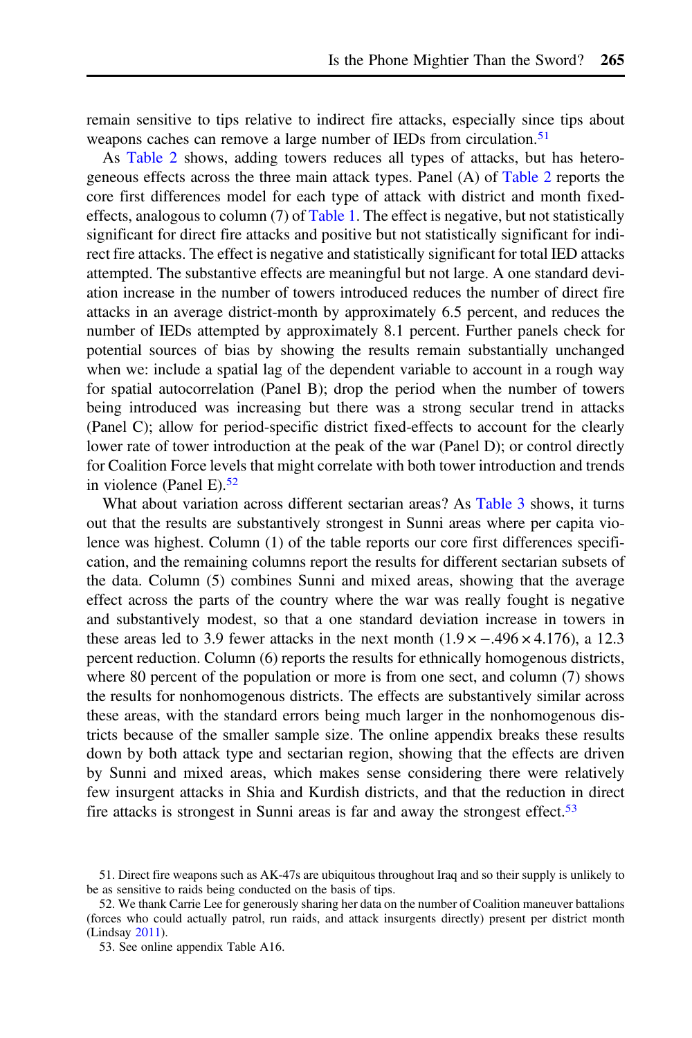remain sensitive to tips relative to indirect fire attacks, especially since tips about weapons caches can remove a large number of IEDs from circulation.[51]

As Table 2 shows, adding towers reduces all types of attacks, but has heterogeneous effects across the three main attack types. Panel (A) of Table 2 reports the core first differences model for each type of attack with district and month fixed-effects, analogous to column (7) of Table 1. The effect is negative, but not statistically significant for direct fire attacks and positive but not statistically significant for indirect fire attacks. The effect is negative and statistically significant for total IED attacks attempted. The substantive effects are meaningful but not large. A one standard deviation increase in the number of towers introduced reduces the number of direct fire attacks in an average district-month by approximately 6.5 percent, and reduces the number of IEDs attempted by approximately 8.1 percent. Further panels check for potential sources of bias by showing the results remain substantially unchanged when we: include a spatial lag of the dependent variable to account in a rough way for spatial autocorrelation (Panel B); drop the period when the number of towers being introduced was increasing but there was a strong secular trend in attacks (Panel C); allow for period-specific district fixed-effects to account for the clearly lower rate of tower introduction at the peak of the war (Panel D); or control directly for Coalition Force levels that might correlate with both tower introduction and trends in violence (Panel E).[52]

What about variation across different sectarian areas? As Table 3 shows, it turns out that the results are substantively strongest in Sunni areas where per capita violence was highest. Column (1) of the table reports our core first differences specification, and the remaining columns report the results for different sectarian subsets of the data. Column (5) combines Sunni and mixed areas, showing that the average effect across the parts of the country where the war was really fought is negative and substantively modest, so that a one standard deviation increase in towers in these areas led to 3.9 fewer attacks in the next month ($1.9 \times -.496 \times 4.176$), a 12.3 percent reduction. Column (6) reports the results for ethnically homogenous districts, where 80 percent of the population or more is from one sect, and column (7) shows the results for nonhomogenous districts. The effects are substantively similar across these areas, with the standard errors being much larger in the nonhomogenous districts because of the smaller sample size. The online appendix breaks these results down by both attack type and sectarian region, showing that the effects are driven by Sunni and mixed areas, which makes sense considering there were relatively few insurgent attacks in Shia and Kurdish districts, and that the reduction in direct fire attacks is strongest in Sunni areas is far and away the strongest effect.[53]

51. Direct fire weapons such as AK-47s are ubiquitous throughout Iraq and so their supply is unlikely to be as sensitive to raids being conducted on the basis of tips.

52. We thank Carrie Lee for generously sharing her data on the number of Coalition maneuver battalions (forces who could actually patrol, run raids, and attack insurgents directly) present per district month (Lindsay 2011).

53. See online appendix Table A16.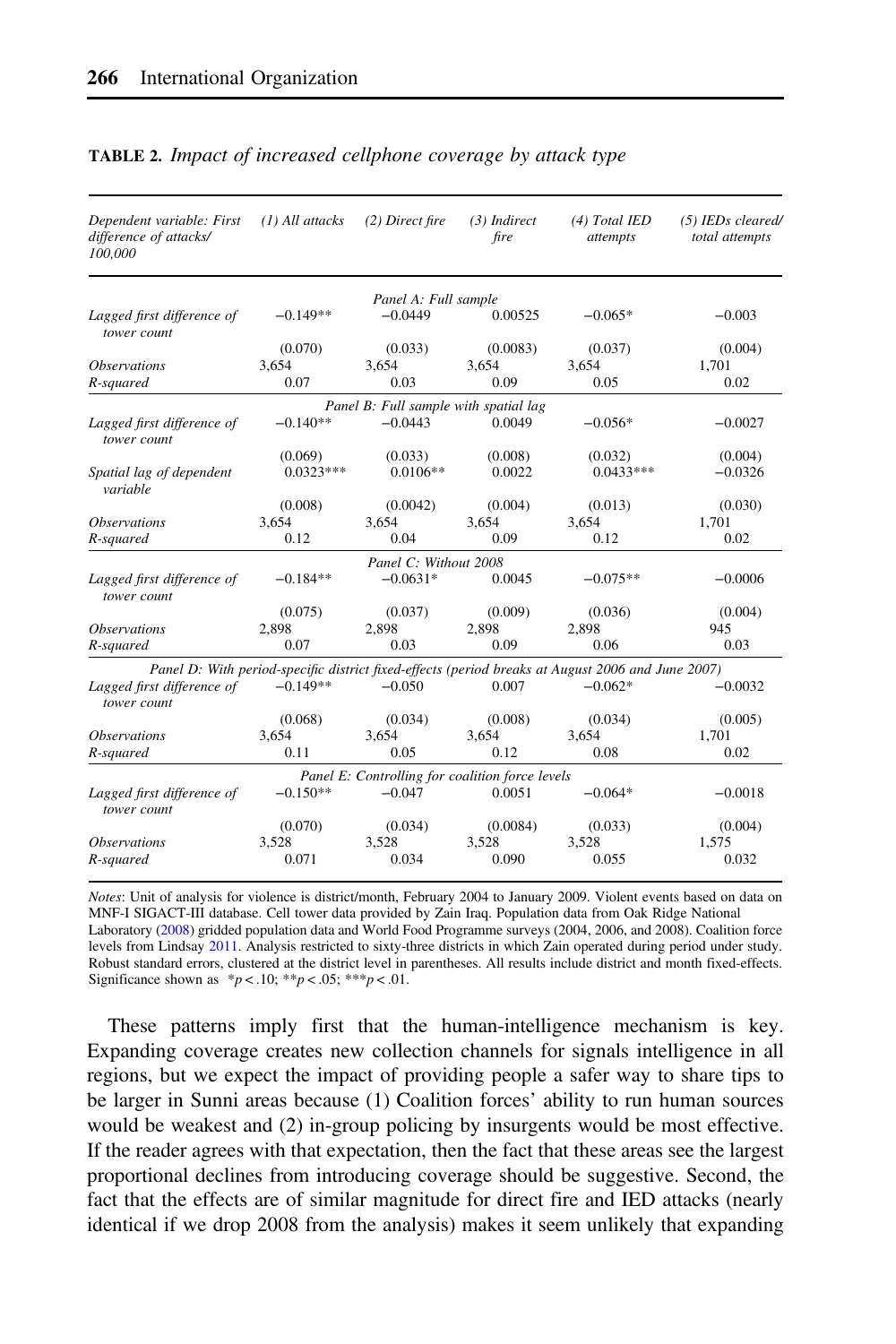**TABLE 2.** *Impact of increased cellphone coverage by attack type*

| *Dependent variable: First difference of attacks/ 100,000* | *(1) All attacks* | *(2) Direct fire* | *(3) Indirect fire* | *(4) Total IED attempts* | *(5) IEDs cleared/ total attempts* |
|---|---|---|---|---|---|
| | | *Panel A: Full sample* | | | |
| *Lagged first difference of tower count* | −0.149** | −0.0449 | 0.00525 | −0.065* | −0.003 |
| | (0.070) | (0.033) | (0.0083) | (0.037) | (0.004) |
| *Observations* | 3,654 | 3,654 | 3,654 | 3,654 | 1,701 |
| *R-squared* | 0.07 | 0.03 | 0.09 | 0.05 | 0.02 |
| | | *Panel B: Full sample with spatial lag* | | | |
| *Lagged first difference of tower count* | −0.140** | −0.0443 | 0.0049 | −0.056* | −0.0027 |
| | (0.069) | (0.033) | (0.008) | (0.032) | (0.004) |
| *Spatial lag of dependent variable* | 0.0323*** | 0.0106** | 0.0022 | 0.0433*** | −0.0326 |
| | (0.008) | (0.0042) | (0.004) | (0.013) | (0.030) |
| *Observations* | 3,654 | 3,654 | 3,654 | 3,654 | 1,701 |
| *R-squared* | 0.12 | 0.04 | 0.09 | 0.12 | 0.02 |
| | | *Panel C: Without 2008* | | | |
| *Lagged first difference of tower count* | −0.184** | −0.0631* | 0.0045 | −0.075** | −0.0006 |
| | (0.075) | (0.037) | (0.009) | (0.036) | (0.004) |
| *Observations* | 2,898 | 2,898 | 2,898 | 2,898 | 945 |
| *R-squared* | 0.07 | 0.03 | 0.09 | 0.06 | 0.03 |
| | *Panel D: With period-specific district fixed-effects (period breaks at August 2006 and June 2007)* | | | | |
| *Lagged first difference of tower count* | −0.149** | −0.050 | 0.007 | −0.062* | −0.0032 |
| | (0.068) | (0.034) | (0.008) | (0.034) | (0.005) |
| *Observations* | 3,654 | 3,654 | 3,654 | 3,654 | 1,701 |
| *R-squared* | 0.11 | 0.05 | 0.12 | 0.08 | 0.02 |
| | | *Panel E: Controlling for coalition force levels* | | | |
| *Lagged first difference of tower count* | −0.150** | −0.047 | 0.0051 | −0.064* | −0.0018 |
| | (0.070) | (0.034) | (0.0084) | (0.033) | (0.004) |
| *Observations* | 3,528 | 3,528 | 3,528 | 3,528 | 1,575 |
| *R-squared* | 0.071 | 0.034 | 0.090 | 0.055 | 0.032 |

*Notes*: Unit of analysis for violence is district/month, February 2004 to January 2009. Violent events based on data on MNF-I SIGACT-III database. Cell tower data provided by Zain Iraq. Population data from Oak Ridge National Laboratory (2008) gridded population data and World Food Programme surveys (2004, 2006, and 2008). Coalition force levels from Lindsay 2011. Analysis restricted to sixty-three districts in which Zain operated during period under study. Robust standard errors, clustered at the district level in parentheses. All results include district and month fixed-effects. Significance shown as *$p < .10$; **$p < .05$; ***$p < .01$.

These patterns imply first that the human-intelligence mechanism is key. Expanding coverage creates new collection channels for signals intelligence in all regions, but we expect the impact of providing people a safer way to share tips to be larger in Sunni areas because (1) Coalition forces' ability to run human sources would be weakest and (2) in-group policing by insurgents would be most effective. If the reader agrees with that expectation, then the fact that these areas see the largest proportional declines from introducing coverage should be suggestive. Second, the fact that the effects are of similar magnitude for direct fire and IED attacks (nearly identical if we drop 2008 from the analysis) makes it seem unlikely that expanding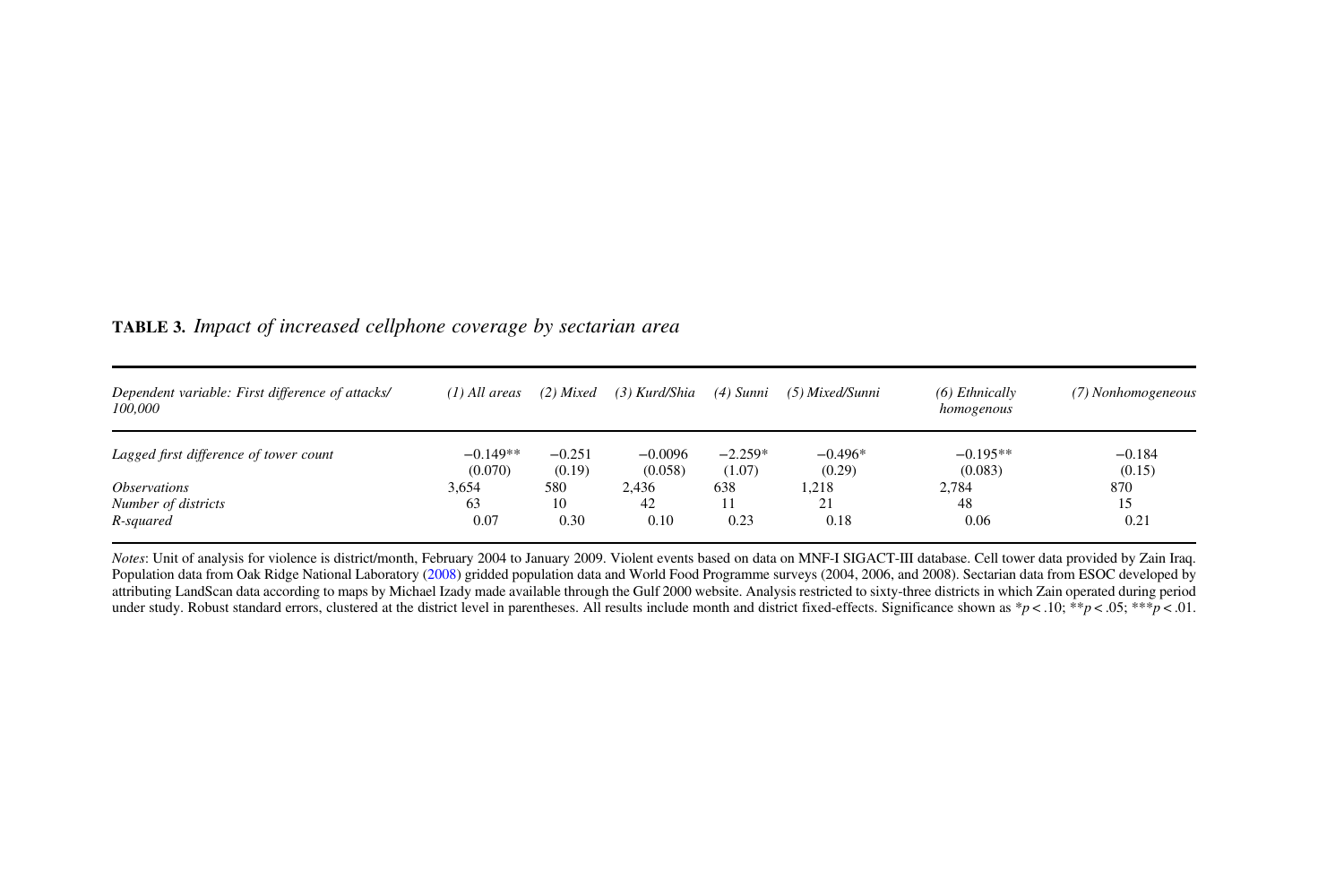**TABLE 3.** *Impact of increased cellphone coverage by sectarian area*

| *Dependent variable: First difference of attacks/100,000* | *(1) All areas* | *(2) Mixed* | *(3) Kurd/Shia* | *(4) Sunni* | *(5) Mixed/Sunni* | *(6) Ethnically homogenous* | *(7) Nonhomogeneous* |
|---|---|---|---|---|---|---|---|
| *Lagged first difference of tower count* | −0.149** | −0.251 | −0.0096 | −2.259* | −0.496* | −0.195** | −0.184 |
| | (0.070) | (0.19) | (0.058) | (1.07) | (0.29) | (0.083) | (0.15) |
| *Observations* | 3,654 | 580 | 2,436 | 638 | 1,218 | 2,784 | 870 |
| *Number of districts* | 63 | 10 | 42 | 11 | 21 | 48 | 15 |
| *R-squared* | 0.07 | 0.30 | 0.10 | 0.23 | 0.18 | 0.06 | 0.21 |

*Notes*: Unit of analysis for violence is district/month, February 2004 to January 2009. Violent events based on data on MNF-I SIGACT-III database. Cell tower data provided by Zain Iraq. Population data from Oak Ridge National Laboratory (2008) gridded population data and World Food Programme surveys (2004, 2006, and 2008). Sectarian data from ESOC developed by attributing LandScan data according to maps by Michael Izady made available through the Gulf 2000 website. Analysis restricted to sixty-three districts in which Zain operated during period under study. Robust standard errors, clustered at the district level in parentheses. All results include month and district fixed-effects. Significance shown as *$p < .10$; **$p < .05$; ***$p < .01$.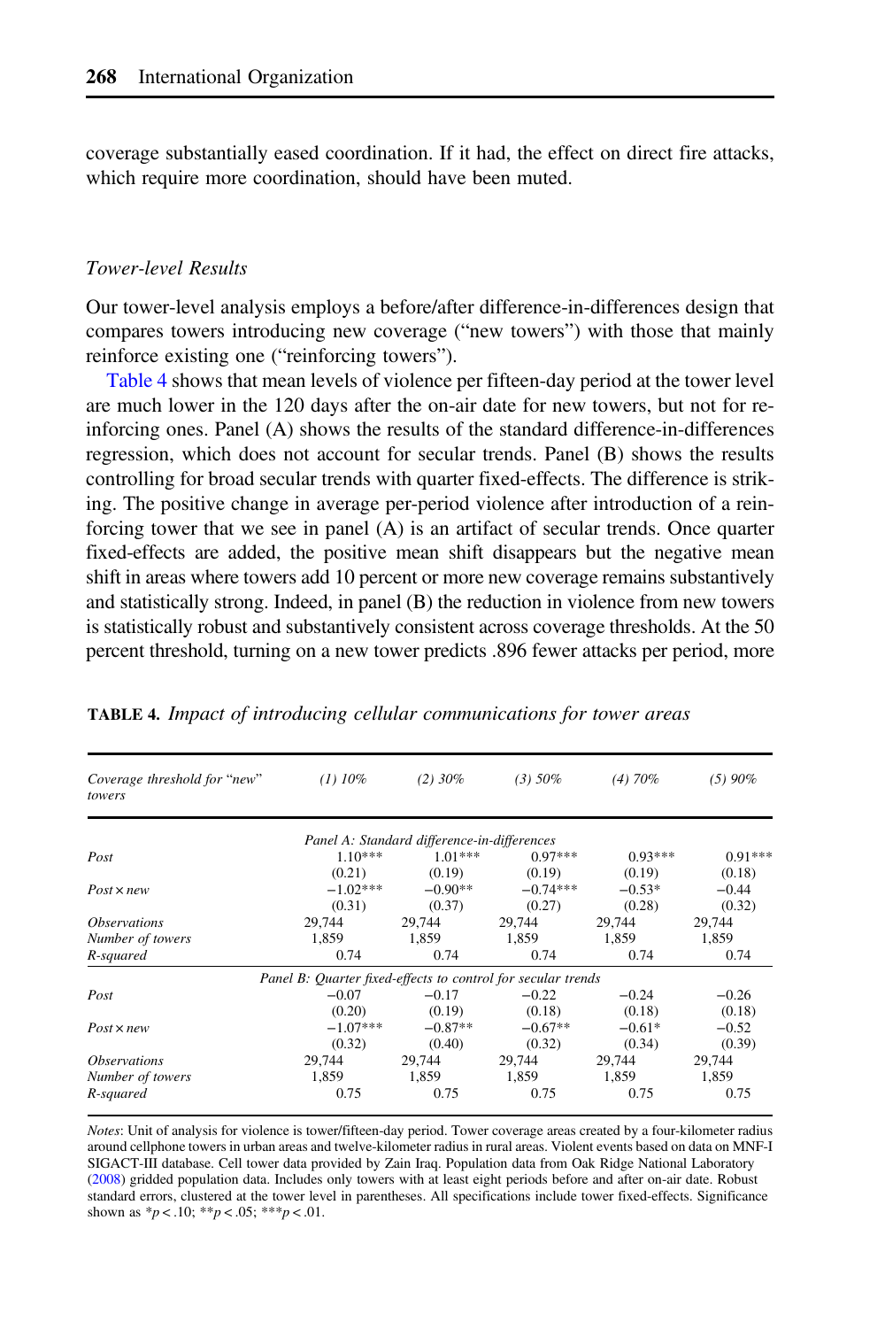coverage substantially eased coordination. If it had, the effect on direct fire attacks, which require more coordination, should have been muted.

### *Tower-level Results*

Our tower-level analysis employs a before/after difference-in-differences design that compares towers introducing new coverage ("new towers") with those that mainly reinforce existing one ("reinforcing towers").

Table 4 shows that mean levels of violence per fifteen-day period at the tower level are much lower in the 120 days after the on-air date for new towers, but not for reinforcing ones. Panel (A) shows the results of the standard difference-in-differences regression, which does not account for secular trends. Panel (B) shows the results controlling for broad secular trends with quarter fixed-effects. The difference is striking. The positive change in average per-period violence after introduction of a reinforcing tower that we see in panel (A) is an artifact of secular trends. Once quarter fixed-effects are added, the positive mean shift disappears but the negative mean shift in areas where towers add 10 percent or more new coverage remains substantively and statistically strong. Indeed, in panel (B) the reduction in violence from new towers is statistically robust and substantively consistent across coverage thresholds. At the 50 percent threshold, turning on a new tower predicts .896 fewer attacks per period, more

**TABLE 4.** *Impact of introducing cellular communications for tower areas*

| *Coverage threshold for "new" towers* | *(1) 10%* | *(2) 30%* | *(3) 50%* | *(4) 70%* | *(5) 90%* |
|---|---|---|---|---|---|
| | *Panel A: Standard difference-in-differences* | | | | |
| *Post* | 1.10*** | 1.01*** | 0.97*** | 0.93*** | 0.91*** |
| | (0.21) | (0.19) | (0.19) | (0.19) | (0.18) |
| *Post × new* | −1.02*** | −0.90** | −0.74*** | −0.53* | −0.44 |
| | (0.31) | (0.37) | (0.27) | (0.28) | (0.32) |
| *Observations* | 29,744 | 29,744 | 29,744 | 29,744 | 29,744 |
| *Number of towers* | 1,859 | 1,859 | 1,859 | 1,859 | 1,859 |
| *R-squared* | 0.74 | 0.74 | 0.74 | 0.74 | 0.74 |
| | *Panel B: Quarter fixed-effects to control for secular trends* | | | | |
| *Post* | −0.07 | −0.17 | −0.22 | −0.24 | −0.26 |
| | (0.20) | (0.19) | (0.18) | (0.18) | (0.18) |
| *Post × new* | −1.07*** | −0.87** | −0.67** | −0.61* | −0.52 |
| | (0.32) | (0.40) | (0.32) | (0.34) | (0.39) |
| *Observations* | 29,744 | 29,744 | 29,744 | 29,744 | 29,744 |
| *Number of towers* | 1,859 | 1,859 | 1,859 | 1,859 | 1,859 |
| *R-squared* | 0.75 | 0.75 | 0.75 | 0.75 | 0.75 |

*Notes*: Unit of analysis for violence is tower/fifteen-day period. Tower coverage areas created by a four-kilometer radius around cellphone towers in urban areas and twelve-kilometer radius in rural areas. Violent events based on data on MNF-I SIGACT-III database. Cell tower data provided by Zain Iraq. Population data from Oak Ridge National Laboratory (2008) gridded population data. Includes only towers with at least eight periods before and after on-air date. Robust standard errors, clustered at the tower level in parentheses. All specifications include tower fixed-effects. Significance shown as *$p < .10$; **$p < .05$; ***$p < .01$.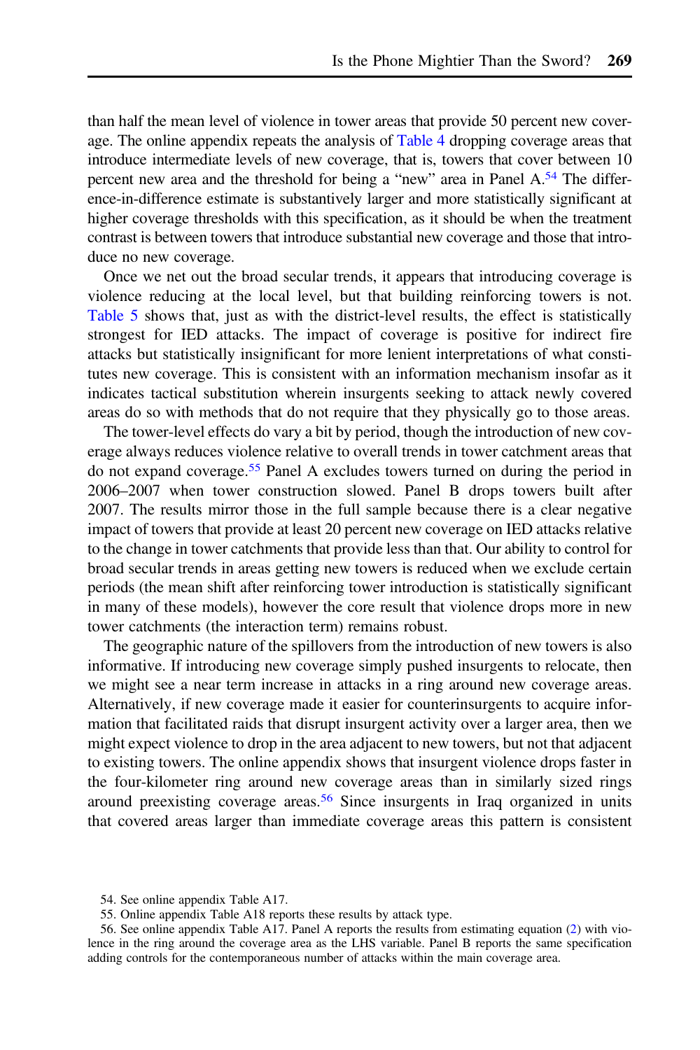than half the mean level of violence in tower areas that provide 50 percent new coverage. The online appendix repeats the analysis of Table 4 dropping coverage areas that introduce intermediate levels of new coverage, that is, towers that cover between 10 percent new area and the threshold for being a "new" area in Panel A.[54] The difference-in-difference estimate is substantively larger and more statistically significant at higher coverage thresholds with this specification, as it should be when the treatment contrast is between towers that introduce substantial new coverage and those that introduce no new coverage.

Once we net out the broad secular trends, it appears that introducing coverage is violence reducing at the local level, but that building reinforcing towers is not. Table 5 shows that, just as with the district-level results, the effect is statistically strongest for IED attacks. The impact of coverage is positive for indirect fire attacks but statistically insignificant for more lenient interpretations of what constitutes new coverage. This is consistent with an information mechanism insofar as it indicates tactical substitution wherein insurgents seeking to attack newly covered areas do so with methods that do not require that they physically go to those areas.

The tower-level effects do vary a bit by period, though the introduction of new coverage always reduces violence relative to overall trends in tower catchment areas that do not expand coverage.[55] Panel A excludes towers turned on during the period in 2006–2007 when tower construction slowed. Panel B drops towers built after 2007. The results mirror those in the full sample because there is a clear negative impact of towers that provide at least 20 percent new coverage on IED attacks relative to the change in tower catchments that provide less than that. Our ability to control for broad secular trends in areas getting new towers is reduced when we exclude certain periods (the mean shift after reinforcing tower introduction is statistically significant in many of these models), however the core result that violence drops more in new tower catchments (the interaction term) remains robust.

The geographic nature of the spillovers from the introduction of new towers is also informative. If introducing new coverage simply pushed insurgents to relocate, then we might see a near term increase in attacks in a ring around new coverage areas. Alternatively, if new coverage made it easier for counterinsurgents to acquire information that facilitated raids that disrupt insurgent activity over a larger area, then we might expect violence to drop in the area adjacent to new towers, but not that adjacent to existing towers. The online appendix shows that insurgent violence drops faster in the four-kilometer ring around new coverage areas than in similarly sized rings around preexisting coverage areas.[56] Since insurgents in Iraq organized in units that covered areas larger than immediate coverage areas this pattern is consistent

54. See online appendix Table A17.

55. Online appendix Table A18 reports these results by attack type.

56. See online appendix Table A17. Panel A reports the results from estimating equation (2) with violence in the ring around the coverage area as the LHS variable. Panel B reports the same specification adding controls for the contemporaneous number of attacks within the main coverage area.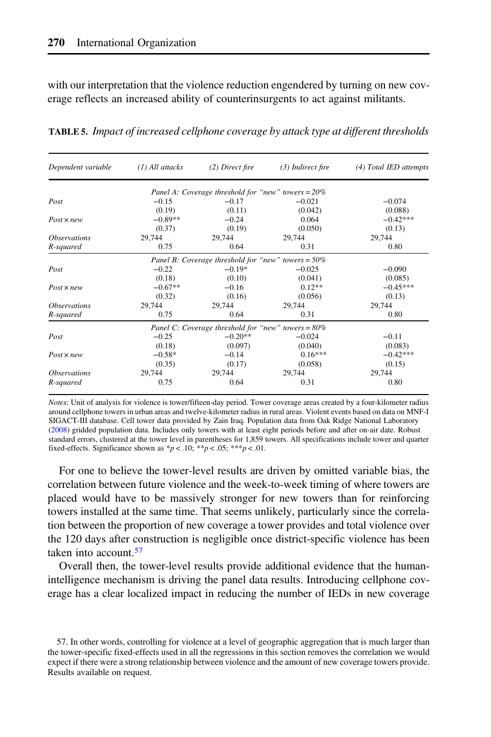with our interpretation that the violence reduction engendered by turning on new coverage reflects an increased ability of counterinsurgents to act against militants.

**TABLE 5.** *Impact of increased cellphone coverage by attack type at different thresholds*

| *Dependent variable* | *(1) All attacks* | *(2) Direct fire* | *(3) Indirect fire* | *(4) Total IED attempts* |
|---|---|---|---|---|
| | *Panel A: Coverage threshold for "new" towers = 20%* | | | |
| *Post* | −0.15 | −0.17 | −0.021 | −0.074 |
| | (0.19) | (0.11) | (0.042) | (0.088) |
| *Post × new* | −0.89** | −0.24 | 0.064 | −0.42*** |
| | (0.37) | (0.19) | (0.050) | (0.13) |
| *Observations* | 29,744 | 29,744 | 29,744 | 29,744 |
| *R-squared* | 0.75 | 0.64 | 0.31 | 0.80 |
| | *Panel B: Coverage threshold for "new" towers = 50%* | | | |
| *Post* | −0.22 | −0.19* | −0.025 | −0.090 |
| | (0.18) | (0.10) | (0.041) | (0.085) |
| *Post × new* | −0.67** | −0.16 | 0.12** | −0.45*** |
| | (0.32) | (0.16) | (0.056) | (0.13) |
| *Observations* | 29,744 | 29,744 | 29,744 | 29,744 |
| *R-squared* | 0.75 | 0.64 | 0.31 | 0.80 |
| | *Panel C: Coverage threshold for "new" towers = 80%* | | | |
| *Post* | −0.25 | −0.20** | −0.024 | −0.11 |
| | (0.18) | (0.097) | (0.040) | (0.083) |
| *Post × new* | −0.58* | −0.14 | 0.16*** | −0.42*** |
| | (0.35) | (0.17) | (0.058) | (0.15) |
| *Observations* | 29,744 | 29,744 | 29,744 | 29,744 |
| *R-squared* | 0.75 | 0.64 | 0.31 | 0.80 |

*Notes*: Unit of analysis for violence is tower/fifteen-day period. Tower coverage areas created by a four-kilometer radius around cellphone towers in urban areas and twelve-kilometer radius in rural areas. Violent events based on data on MNF-I SIGACT-III database. Cell tower data provided by Zain Iraq. Population data from Oak Ridge National Laboratory (2008) gridded population data. Includes only towers with at least eight periods before and after on-air date. Robust standard errors, clustered at the tower level in parentheses for 1,859 towers. All specifications include tower and quarter fixed-effects. Significance shown as *$p < .10$; **$p < .05$; ***$p < .01$.

For one to believe the tower-level results are driven by omitted variable bias, the correlation between future violence and the week-to-week timing of where towers are placed would have to be massively stronger for new towers than for reinforcing towers installed at the same time. That seems unlikely, particularly since the correlation between the proportion of new coverage a tower provides and total violence over the 120 days after construction is negligible once district-specific violence has been taken into account.[57]

Overall then, the tower-level results provide additional evidence that the human-intelligence mechanism is driving the panel data results. Introducing cellphone coverage has a clear localized impact in reducing the number of IEDs in new coverage

57. In other words, controlling for violence at a level of geographic aggregation that is much larger than the tower-specific fixed-effects used in all the regressions in this section removes the correlation we would expect if there were a strong relationship between violence and the amount of new coverage towers provide. Results available on request.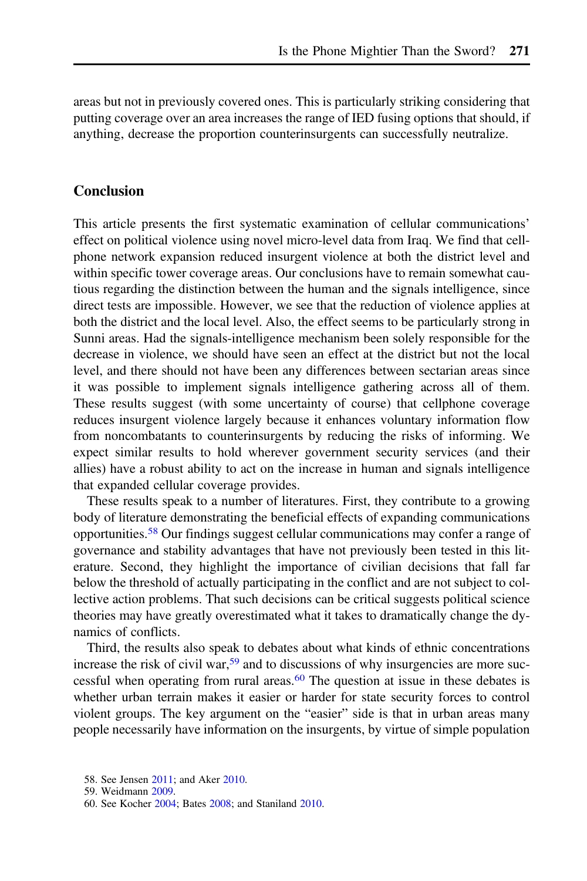areas but not in previously covered ones. This is particularly striking considering that putting coverage over an area increases the range of IED fusing options that should, if anything, decrease the proportion counterinsurgents can successfully neutralize.

## Conclusion

This article presents the first systematic examination of cellular communications' effect on political violence using novel micro-level data from Iraq. We find that cellphone network expansion reduced insurgent violence at both the district level and within specific tower coverage areas. Our conclusions have to remain somewhat cautious regarding the distinction between the human and the signals intelligence, since direct tests are impossible. However, we see that the reduction of violence applies at both the district and the local level. Also, the effect seems to be particularly strong in Sunni areas. Had the signals-intelligence mechanism been solely responsible for the decrease in violence, we should have seen an effect at the district but not the local level, and there should not have been any differences between sectarian areas since it was possible to implement signals intelligence gathering across all of them. These results suggest (with some uncertainty of course) that cellphone coverage reduces insurgent violence largely because it enhances voluntary information flow from noncombatants to counterinsurgents by reducing the risks of informing. We expect similar results to hold wherever government security services (and their allies) have a robust ability to act on the increase in human and signals intelligence that expanded cellular coverage provides.

These results speak to a number of literatures. First, they contribute to a growing body of literature demonstrating the beneficial effects of expanding communications opportunities.[58] Our findings suggest cellular communications may confer a range of governance and stability advantages that have not previously been tested in this literature. Second, they highlight the importance of civilian decisions that fall far below the threshold of actually participating in the conflict and are not subject to collective action problems. That such decisions can be critical suggests political science theories may have greatly overestimated what it takes to dramatically change the dynamics of conflicts.

Third, the results also speak to debates about what kinds of ethnic concentrations increase the risk of civil war,[59] and to discussions of why insurgencies are more successful when operating from rural areas.[60] The question at issue in these debates is whether urban terrain makes it easier or harder for state security forces to control violent groups. The key argument on the "easier" side is that in urban areas many people necessarily have information on the insurgents, by virtue of simple population

58. See Jensen 2011; and Aker 2010.

59. Weidmann 2009.

60. See Kocher 2004; Bates 2008; and Staniland 2010.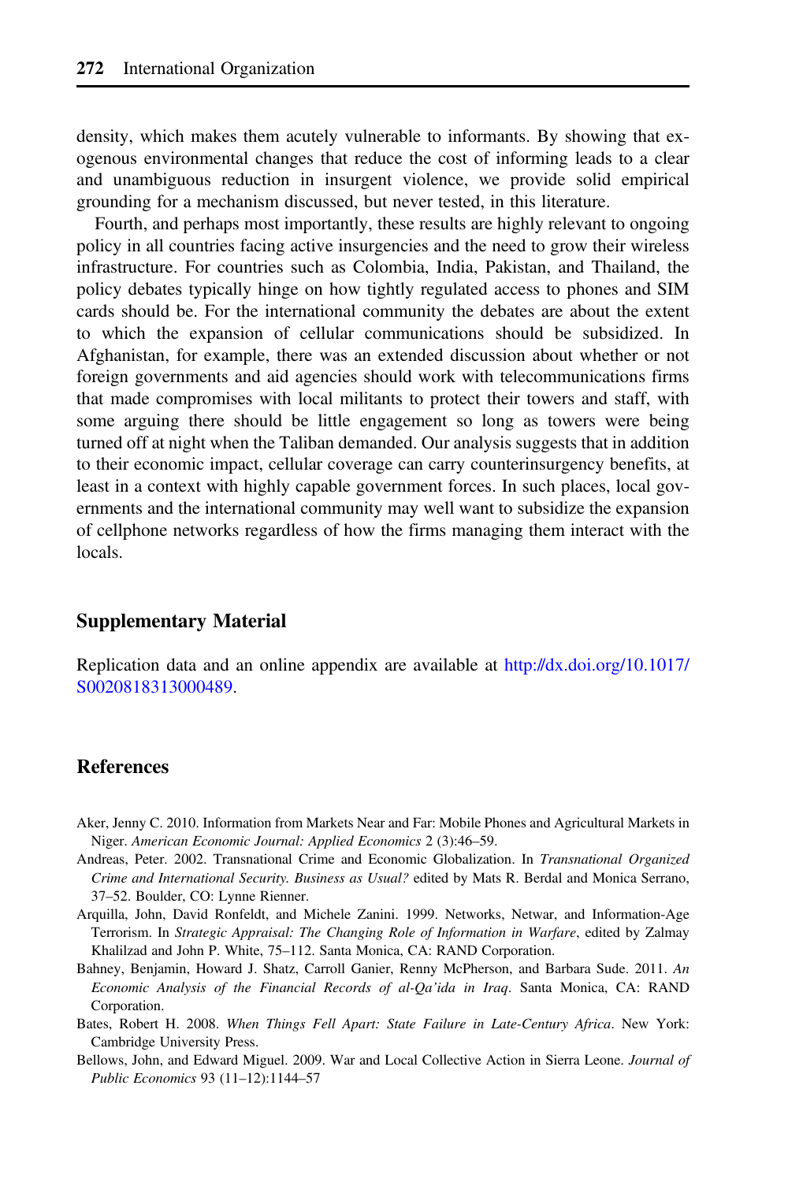density, which makes them acutely vulnerable to informants. By showing that exogenous environmental changes that reduce the cost of informing leads to a clear and unambiguous reduction in insurgent violence, we provide solid empirical grounding for a mechanism discussed, but never tested, in this literature.

Fourth, and perhaps most importantly, these results are highly relevant to ongoing policy in all countries facing active insurgencies and the need to grow their wireless infrastructure. For countries such as Colombia, India, Pakistan, and Thailand, the policy debates typically hinge on how tightly regulated access to phones and SIM cards should be. For the international community the debates are about the extent to which the expansion of cellular communications should be subsidized. In Afghanistan, for example, there was an extended discussion about whether or not foreign governments and aid agencies should work with telecommunications firms that made compromises with local militants to protect their towers and staff, with some arguing there should be little engagement so long as towers were being turned off at night when the Taliban demanded. Our analysis suggests that in addition to their economic impact, cellular coverage can carry counterinsurgency benefits, at least in a context with highly capable government forces. In such places, local governments and the international community may well want to subsidize the expansion of cellphone networks regardless of how the firms managing them interact with the locals.

## Supplementary Material

Replication data and an online appendix are available at http://dx.doi.org/10.1017/S0020818313000489.

## References

Aker, Jenny C. 2010. Information from Markets Near and Far: Mobile Phones and Agricultural Markets in Niger. *American Economic Journal: Applied Economics* 2 (3):46–59.

Andreas, Peter. 2002. Transnational Crime and Economic Globalization. In *Transnational Organized Crime and International Security. Business as Usual?* edited by Mats R. Berdal and Monica Serrano, 37–52. Boulder, CO: Lynne Rienner.

Arquilla, John, David Ronfeldt, and Michele Zanini. 1999. Networks, Netwar, and Information-Age Terrorism. In *Strategic Appraisal: The Changing Role of Information in Warfare*, edited by Zalmay Khalilzad and John P. White, 75–112. Santa Monica, CA: RAND Corporation.

Bahney, Benjamin, Howard J. Shatz, Carroll Ganier, Renny McPherson, and Barbara Sude. 2011. *An Economic Analysis of the Financial Records of al-Qa'ida in Iraq*. Santa Monica, CA: RAND Corporation.

Bates, Robert H. 2008. *When Things Fell Apart: State Failure in Late-Century Africa*. New York: Cambridge University Press.

Bellows, John, and Edward Miguel. 2009. War and Local Collective Action in Sierra Leone. *Journal of Public Economics* 93 (11–12):1144–57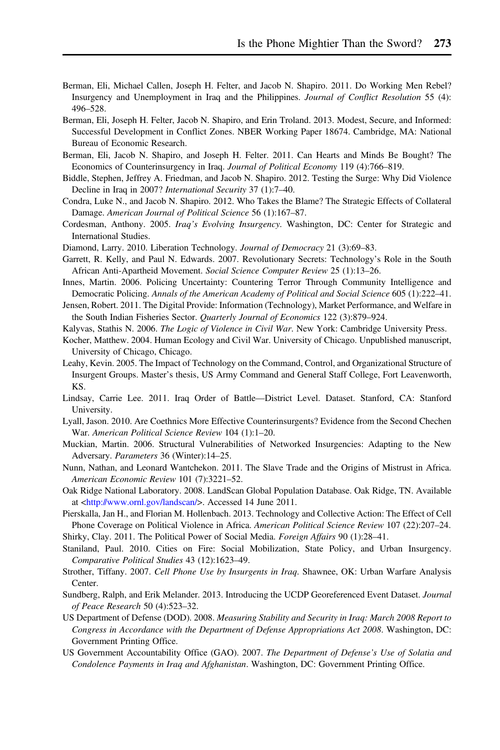Berman, Eli, Michael Callen, Joseph H. Felter, and Jacob N. Shapiro. 2011. Do Working Men Rebel? Insurgency and Unemployment in Iraq and the Philippines. *Journal of Conflict Resolution* 55 (4): 496–528.

Berman, Eli, Joseph H. Felter, Jacob N. Shapiro, and Erin Troland. 2013. Modest, Secure, and Informed: Successful Development in Conflict Zones. NBER Working Paper 18674. Cambridge, MA: National Bureau of Economic Research.

Berman, Eli, Jacob N. Shapiro, and Joseph H. Felter. 2011. Can Hearts and Minds Be Bought? The Economics of Counterinsurgency in Iraq. *Journal of Political Economy* 119 (4):766–819.

Biddle, Stephen, Jeffrey A. Friedman, and Jacob N. Shapiro. 2012. Testing the Surge: Why Did Violence Decline in Iraq in 2007? *International Security* 37 (1):7–40.

Condra, Luke N., and Jacob N. Shapiro. 2012. Who Takes the Blame? The Strategic Effects of Collateral Damage. *American Journal of Political Science* 56 (1):167–87.

Cordesman, Anthony. 2005. *Iraq's Evolving Insurgency*. Washington, DC: Center for Strategic and International Studies.

Diamond, Larry. 2010. Liberation Technology. *Journal of Democracy* 21 (3):69–83.

Garrett, R. Kelly, and Paul N. Edwards. 2007. Revolutionary Secrets: Technology's Role in the South African Anti-Apartheid Movement. *Social Science Computer Review* 25 (1):13–26.

Innes, Martin. 2006. Policing Uncertainty: Countering Terror Through Community Intelligence and Democratic Policing. *Annals of the American Academy of Political and Social Science* 605 (1):222–41.

Jensen, Robert. 2011. The Digital Provide: Information (Technology), Market Performance, and Welfare in the South Indian Fisheries Sector. *Quarterly Journal of Economics* 122 (3):879–924.

Kalyvas, Stathis N. 2006. *The Logic of Violence in Civil War*. New York: Cambridge University Press.

Kocher, Matthew. 2004. Human Ecology and Civil War. University of Chicago. Unpublished manuscript, University of Chicago, Chicago.

Leahy, Kevin. 2005. The Impact of Technology on the Command, Control, and Organizational Structure of Insurgent Groups. Master's thesis, US Army Command and General Staff College, Fort Leavenworth, KS.

Lindsay, Carrie Lee. 2011. Iraq Order of Battle—District Level. Dataset. Stanford, CA: Stanford University.

Lyall, Jason. 2010. Are Coethnics More Effective Counterinsurgents? Evidence from the Second Chechen War. *American Political Science Review* 104 (1):1–20.

Muckian, Martin. 2006. Structural Vulnerabilities of Networked Insurgencies: Adapting to the New Adversary. *Parameters* 36 (Winter):14–25.

Nunn, Nathan, and Leonard Wantchekon. 2011. The Slave Trade and the Origins of Mistrust in Africa. *American Economic Review* 101 (7):3221–52.

Oak Ridge National Laboratory. 2008. LandScan Global Population Database. Oak Ridge, TN. Available at <http://www.ornl.gov/landscan/>. Accessed 14 June 2011.

Pierskalla, Jan H., and Florian M. Hollenbach. 2013. Technology and Collective Action: The Effect of Cell Phone Coverage on Political Violence in Africa. *American Political Science Review* 107 (22):207–24.

Shirky, Clay. 2011. The Political Power of Social Media. *Foreign Affairs* 90 (1):28–41.

Staniland, Paul. 2010. Cities on Fire: Social Mobilization, State Policy, and Urban Insurgency. *Comparative Political Studies* 43 (12):1623–49.

Strother, Tiffany. 2007. *Cell Phone Use by Insurgents in Iraq*. Shawnee, OK: Urban Warfare Analysis Center.

Sundberg, Ralph, and Erik Melander. 2013. Introducing the UCDP Georeferenced Event Dataset. *Journal of Peace Research* 50 (4):523–32.

US Department of Defense (DOD). 2008. *Measuring Stability and Security in Iraq: March 2008 Report to Congress in Accordance with the Department of Defense Appropriations Act 2008*. Washington, DC: Government Printing Office.

US Government Accountability Office (GAO). 2007. *The Department of Defense's Use of Solatia and Condolence Payments in Iraq and Afghanistan*. Washington, DC: Government Printing Office.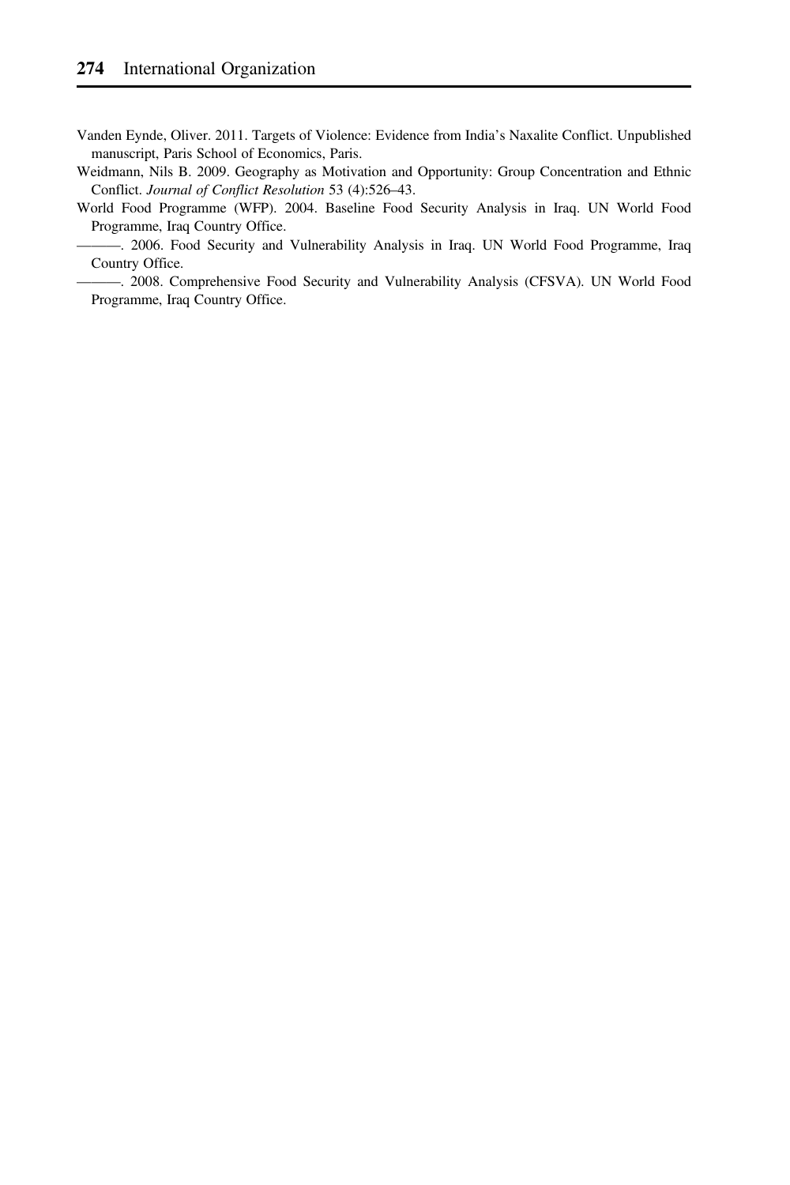Vanden Eynde, Oliver. 2011. Targets of Violence: Evidence from India's Naxalite Conflict. Unpublished manuscript, Paris School of Economics, Paris.

Weidmann, Nils B. 2009. Geography as Motivation and Opportunity: Group Concentration and Ethnic Conflict. *Journal of Conflict Resolution* 53 (4):526–43.

World Food Programme (WFP). 2004. Baseline Food Security Analysis in Iraq. UN World Food Programme, Iraq Country Office.

———. 2006. Food Security and Vulnerability Analysis in Iraq. UN World Food Programme, Iraq Country Office.

———. 2008. Comprehensive Food Security and Vulnerability Analysis (CFSVA). UN World Food Programme, Iraq Country Office.